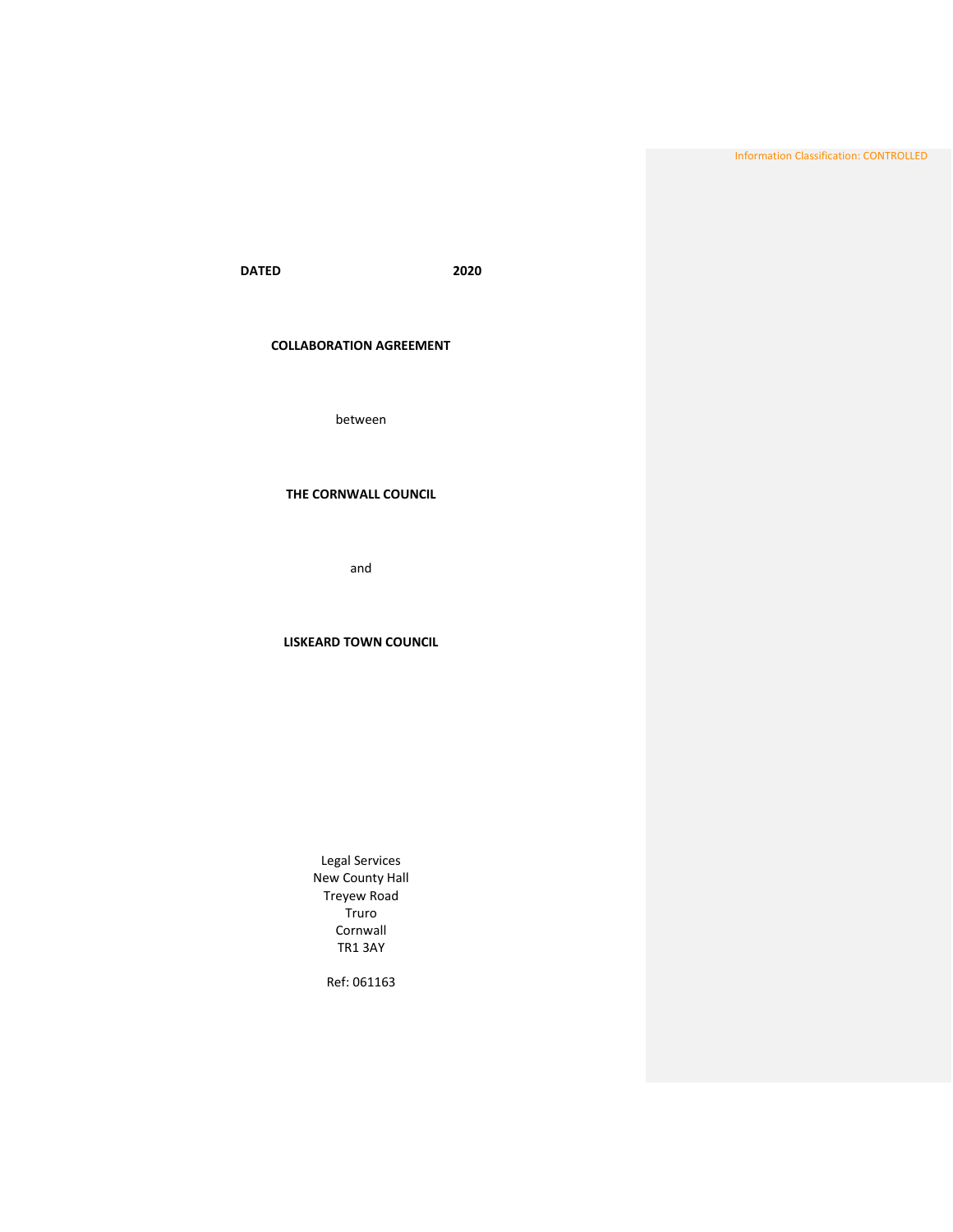Information Classification: CONTROLLED

**DATED 2020**

**COLLABORATION AGREEMENT**

between

**THE CORNWALL COUNCIL**

and

**LISKEARD TOWN COUNCIL**

Legal Services
New County Hall
Treyew Road
Truro
Cornwall
TR1 3AY

Ref: 061163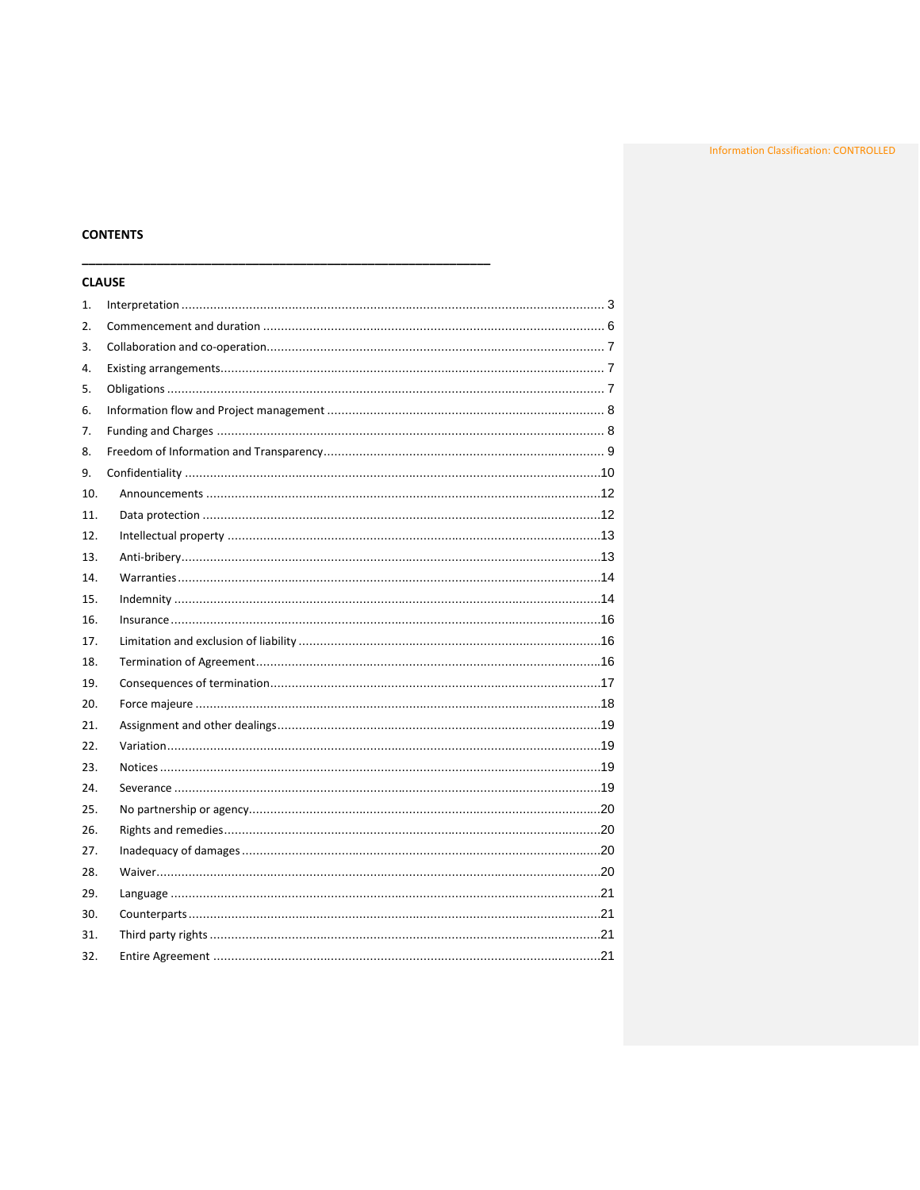Information Classification: CONTROLLED

**CONTENTS**

---

**CLAUSE**

| | | |
|---|---|---|
| 1. | Interpretation | 3 |
| 2. | Commencement and duration | 6 |
| 3. | Collaboration and co-operation | 7 |
| 4. | Existing arrangements | 7 |
| 5. | Obligations | 7 |
| 6. | Information flow and Project management | 8 |
| 7. | Funding and Charges | 8 |
| 8. | Freedom of Information and Transparency | 9 |
| 9. | Confidentiality | 10 |
| 10. | Announcements | 12 |
| 11. | Data protection | 12 |
| 12. | Intellectual property | 13 |
| 13. | Anti-bribery | 13 |
| 14. | Warranties | 14 |
| 15. | Indemnity | 14 |
| 16. | Insurance | 16 |
| 17. | Limitation and exclusion of liability | 16 |
| 18. | Termination of Agreement | 16 |
| 19. | Consequences of termination | 17 |
| 20. | Force majeure | 18 |
| 21. | Assignment and other dealings | 19 |
| 22. | Variation | 19 |
| 23. | Notices | 19 |
| 24. | Severance | 19 |
| 25. | No partnership or agency | 20 |
| 26. | Rights and remedies | 20 |
| 27. | Inadequacy of damages | 20 |
| 28. | Waiver | 20 |
| 29. | Language | 21 |
| 30. | Counterparts | 21 |
| 31. | Third party rights | 21 |
| 32. | Entire Agreement | 21 |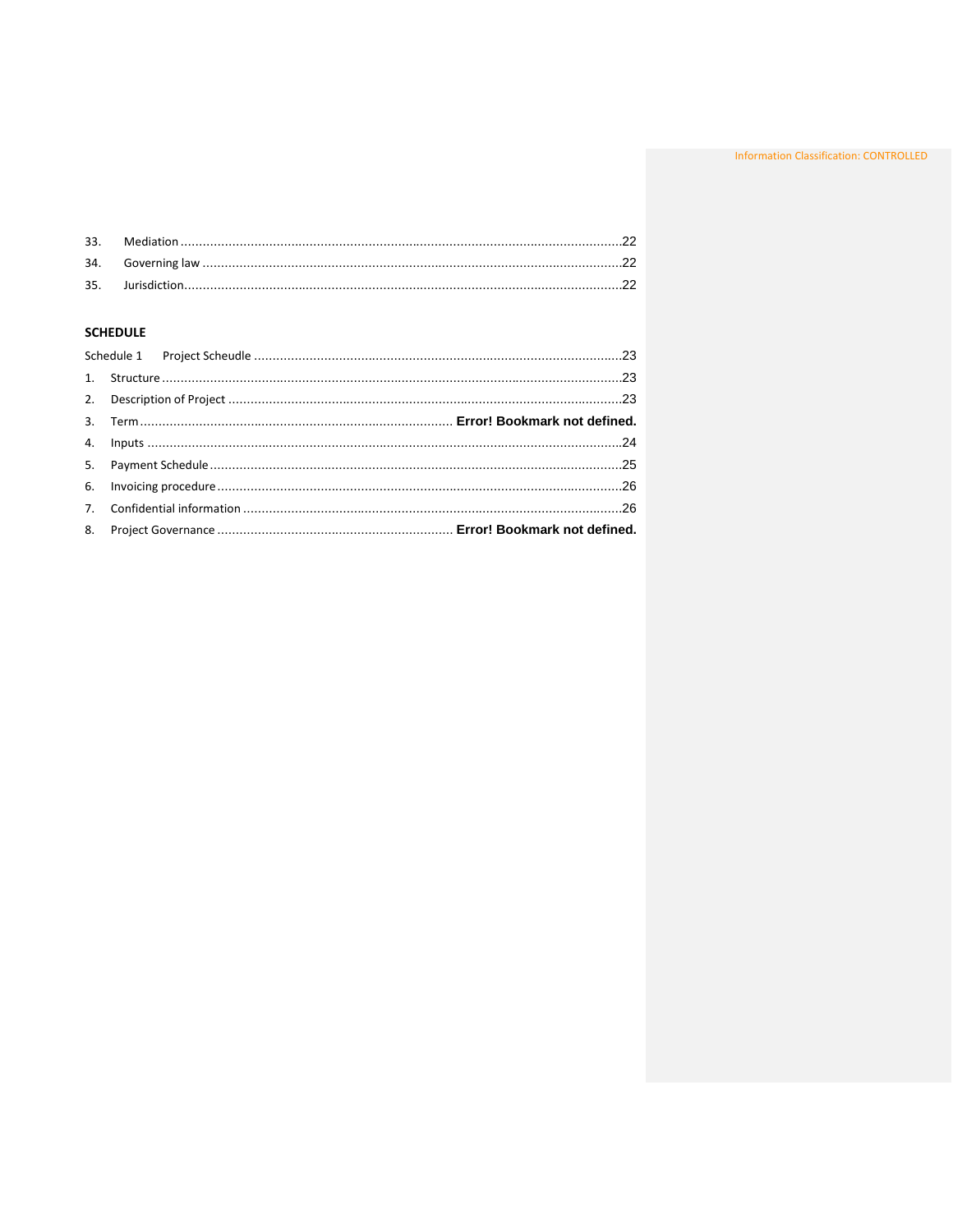33. Mediation ....................................................................................................................22

34. Governing law ..............................................................................................................22

35. Jurisdiction....................................................................................................................22

**SCHEDULE**

Schedule 1 Project Scheudle ...................................................................................................23

1. Structure ............................................................................................................................23

2. Description of Project .........................................................................................................23

3. Term.................................................................................... **Error! Bookmark not defined.**

4. Inputs .................................................................................................................................24

5. Payment Schedule................................................................................................................25

6. Invoicing procedure.............................................................................................................26

7. Confidential information .....................................................................................................26

8. Project Governance ............................................................... **Error! Bookmark not defined.**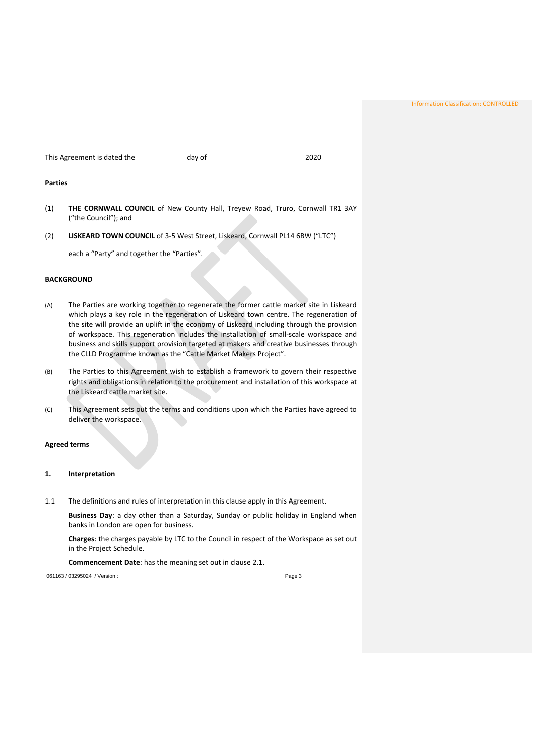This Agreement is dated the day of 2020

**Parties**

(1) **THE CORNWALL COUNCIL** of New County Hall, Treyew Road, Truro, Cornwall TR1 3AY ("the Council"); and

(2) **LISKEARD TOWN COUNCIL** of 3-5 West Street, Liskeard, Cornwall PL14 6BW ("LTC")

each a "Party" and together the "Parties".

**BACKGROUND**

(A) The Parties are working together to regenerate the former cattle market site in Liskeard which plays a key role in the regeneration of Liskeard town centre. The regeneration of the site will provide an uplift in the economy of Liskeard including through the provision of workspace. This regeneration includes the installation of small-scale workspace and business and skills support provision targeted at makers and creative businesses through the CLLD Programme known as the "Cattle Market Makers Project".

(B) The Parties to this Agreement wish to establish a framework to govern their respective rights and obligations in relation to the procurement and installation of this workspace at the Liskeard cattle market site.

(C) This Agreement sets out the terms and conditions upon which the Parties have agreed to deliver the workspace.

**Agreed terms**

**1. Interpretation**

1.1 The definitions and rules of interpretation in this clause apply in this Agreement.

**Business Day**: a day other than a Saturday, Sunday or public holiday in England when banks in London are open for business.

**Charges**: the charges payable by LTC to the Council in respect of the Workspace as set out in the Project Schedule.

**Commencement Date**: has the meaning set out in clause 2.1.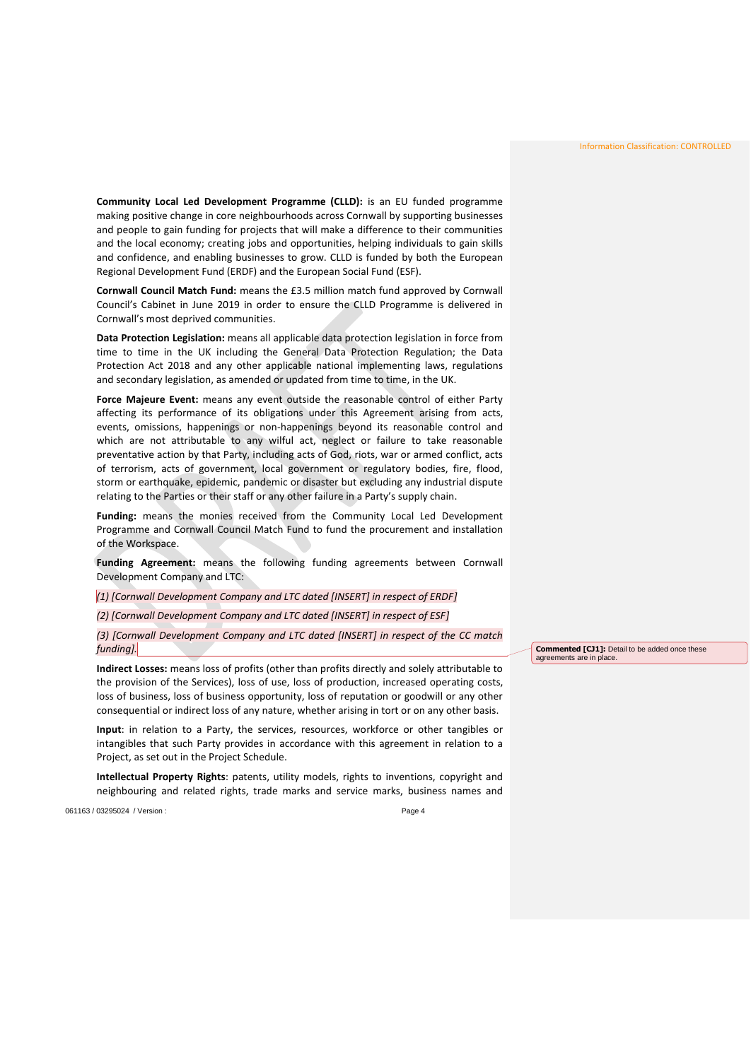**Community Local Led Development Programme (CLLD):** is an EU funded programme making positive change in core neighbourhoods across Cornwall by supporting businesses and people to gain funding for projects that will make a difference to their communities and the local economy; creating jobs and opportunities, helping individuals to gain skills and confidence, and enabling businesses to grow. CLLD is funded by both the European Regional Development Fund (ERDF) and the European Social Fund (ESF).

**Cornwall Council Match Fund:** means the £3.5 million match fund approved by Cornwall Council's Cabinet in June 2019 in order to ensure the CLLD Programme is delivered in Cornwall's most deprived communities.

**Data Protection Legislation:** means all applicable data protection legislation in force from time to time in the UK including the General Data Protection Regulation; the Data Protection Act 2018 and any other applicable national implementing laws, regulations and secondary legislation, as amended or updated from time to time, in the UK.

**Force Majeure Event:** means any event outside the reasonable control of either Party affecting its performance of its obligations under this Agreement arising from acts, events, omissions, happenings or non-happenings beyond its reasonable control and which are not attributable to any wilful act, neglect or failure to take reasonable preventative action by that Party, including acts of God, riots, war or armed conflict, acts of terrorism, acts of government, local government or regulatory bodies, fire, flood, storm or earthquake, epidemic, pandemic or disaster but excluding any industrial dispute relating to the Parties or their staff or any other failure in a Party's supply chain.

**Funding:** means the monies received from the Community Local Led Development Programme and Cornwall Council Match Fund to fund the procurement and installation of the Workspace.

**Funding Agreement:** means the following funding agreements between Cornwall Development Company and LTC:

*(1) [Cornwall Development Company and LTC dated [INSERT] in respect of ERDF]*

*(2) [Cornwall Development Company and LTC dated [INSERT] in respect of ESF]*

*(3) [Cornwall Development Company and LTC dated [INSERT] in respect of the CC match funding].*

**Commented [CJ1]:** Detail to be added once these agreements are in place.

**Indirect Losses:** means loss of profits (other than profits directly and solely attributable to the provision of the Services), loss of use, loss of production, increased operating costs, loss of business, loss of business opportunity, loss of reputation or goodwill or any other consequential or indirect loss of any nature, whether arising in tort or on any other basis.

**Input**: in relation to a Party, the services, resources, workforce or other tangibles or intangibles that such Party provides in accordance with this agreement in relation to a Project, as set out in the Project Schedule.

**Intellectual Property Rights**: patents, utility models, rights to inventions, copyright and neighbouring and related rights, trade marks and service marks, business names and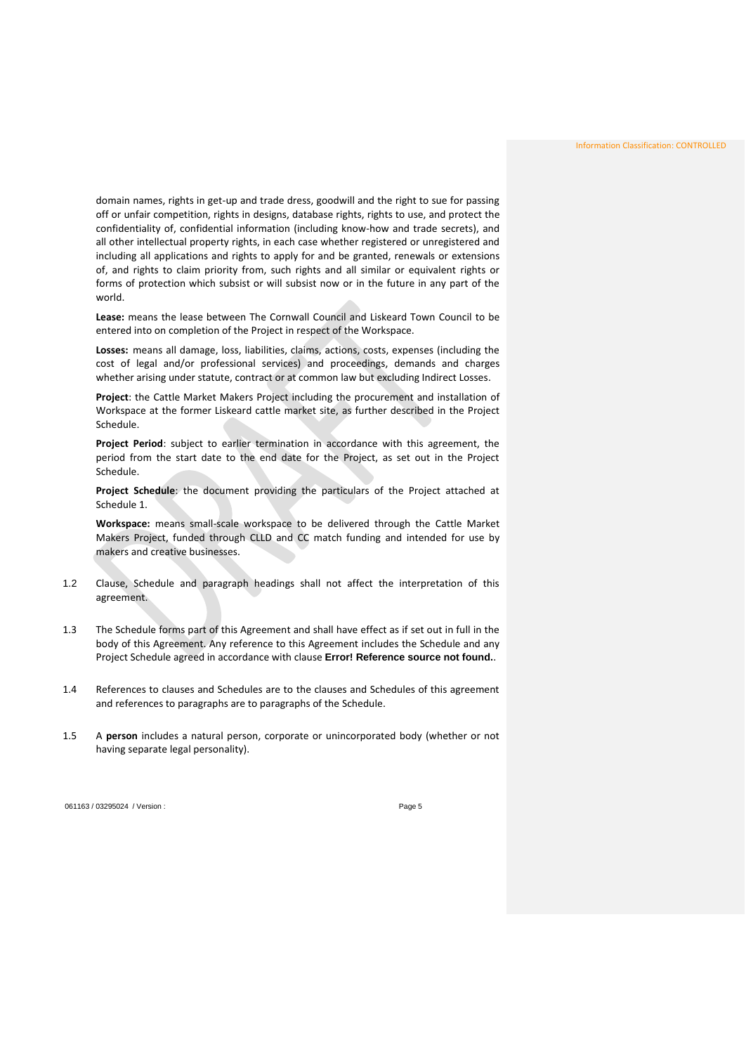domain names, rights in get-up and trade dress, goodwill and the right to sue for passing off or unfair competition, rights in designs, database rights, rights to use, and protect the confidentiality of, confidential information (including know-how and trade secrets), and all other intellectual property rights, in each case whether registered or unregistered and including all applications and rights to apply for and be granted, renewals or extensions of, and rights to claim priority from, such rights and all similar or equivalent rights or forms of protection which subsist or will subsist now or in the future in any part of the world.

**Lease:** means the lease between The Cornwall Council and Liskeard Town Council to be entered into on completion of the Project in respect of the Workspace.

**Losses:** means all damage, loss, liabilities, claims, actions, costs, expenses (including the cost of legal and/or professional services) and proceedings, demands and charges whether arising under statute, contract or at common law but excluding Indirect Losses.

**Project**: the Cattle Market Makers Project including the procurement and installation of Workspace at the former Liskeard cattle market site, as further described in the Project Schedule.

**Project Period**: subject to earlier termination in accordance with this agreement, the period from the start date to the end date for the Project, as set out in the Project Schedule.

**Project Schedule**: the document providing the particulars of the Project attached at Schedule 1.

**Workspace:** means small-scale workspace to be delivered through the Cattle Market Makers Project, funded through CLLD and CC match funding and intended for use by makers and creative businesses.

1.2 Clause, Schedule and paragraph headings shall not affect the interpretation of this agreement.

1.3 The Schedule forms part of this Agreement and shall have effect as if set out in full in the body of this Agreement. Any reference to this Agreement includes the Schedule and any Project Schedule agreed in accordance with clause **Error! Reference source not found.**.

1.4 References to clauses and Schedules are to the clauses and Schedules of this agreement and references to paragraphs are to paragraphs of the Schedule.

1.5 A **person** includes a natural person, corporate or unincorporated body (whether or not having separate legal personality).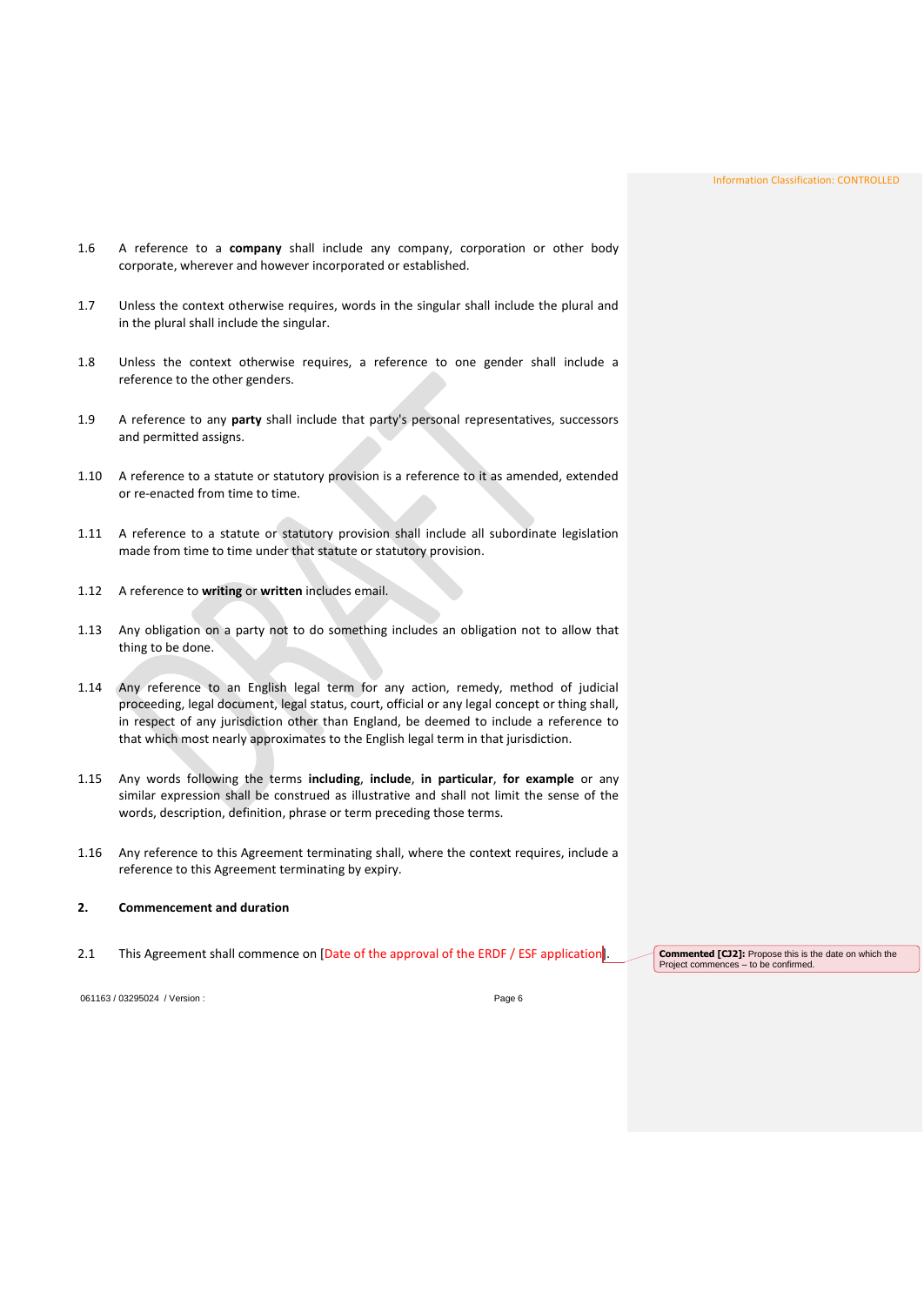1.6 A reference to a **company** shall include any company, corporation or other body corporate, wherever and however incorporated or established.

1.7 Unless the context otherwise requires, words in the singular shall include the plural and in the plural shall include the singular.

1.8 Unless the context otherwise requires, a reference to one gender shall include a reference to the other genders.

1.9 A reference to any **party** shall include that party's personal representatives, successors and permitted assigns.

1.10 A reference to a statute or statutory provision is a reference to it as amended, extended or re-enacted from time to time.

1.11 A reference to a statute or statutory provision shall include all subordinate legislation made from time to time under that statute or statutory provision.

1.12 A reference to **writing** or **written** includes email.

1.13 Any obligation on a party not to do something includes an obligation not to allow that thing to be done.

1.14 Any reference to an English legal term for any action, remedy, method of judicial proceeding, legal document, legal status, court, official or any legal concept or thing shall, in respect of any jurisdiction other than England, be deemed to include a reference to that which most nearly approximates to the English legal term in that jurisdiction.

1.15 Any words following the terms **including**, **include**, **in particular**, **for example** or any similar expression shall be construed as illustrative and shall not limit the sense of the words, description, definition, phrase or term preceding those terms.

1.16 Any reference to this Agreement terminating shall, where the context requires, include a reference to this Agreement terminating by expiry.

## 2. Commencement and duration

2.1 This Agreement shall commence on [Date of the approval of the ERDF / ESF application].

**Commented [CJ2]:** Propose this is the date on which the Project commences – to be confirmed.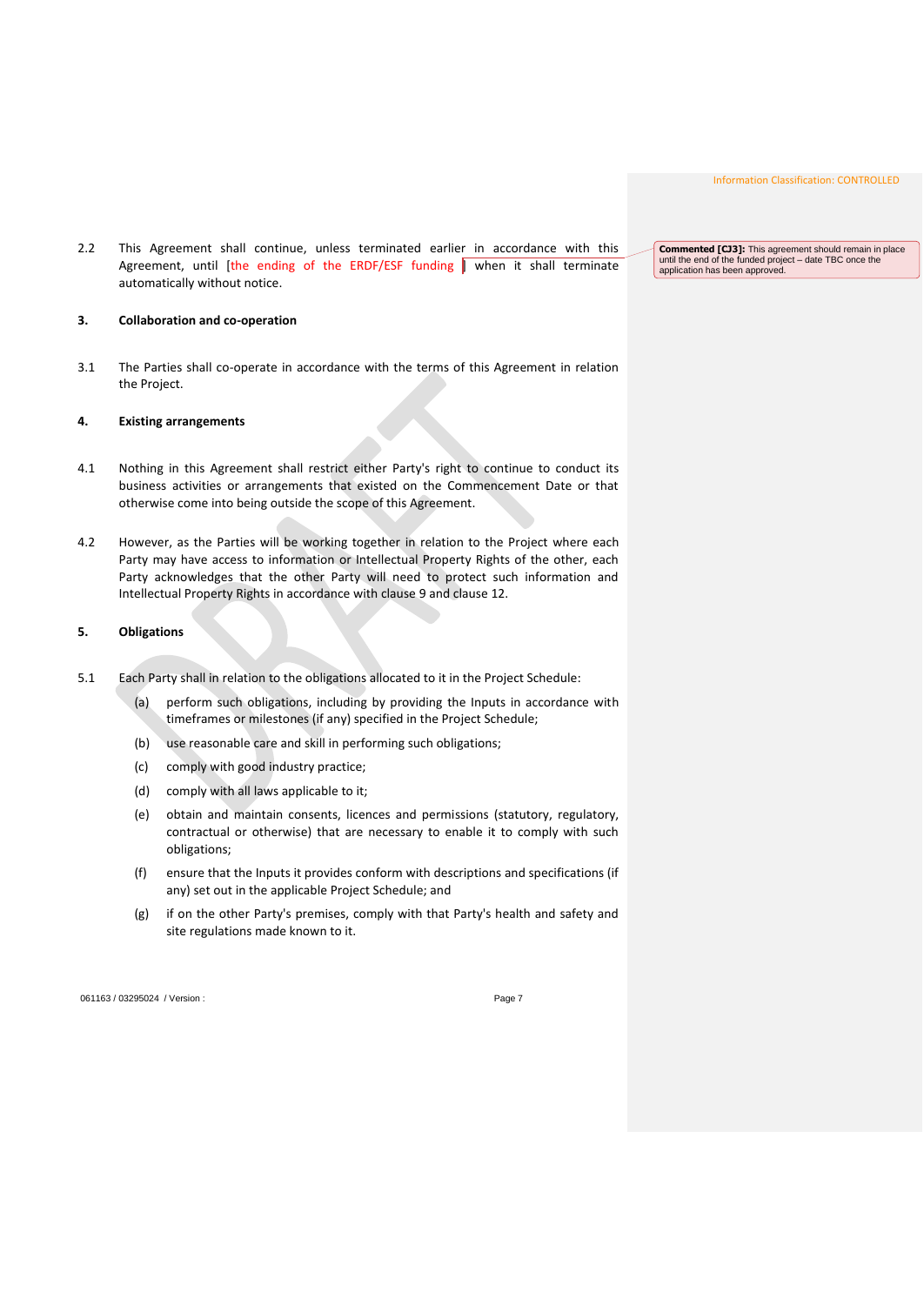2.2 This Agreement shall continue, unless terminated earlier in accordance with this Agreement, until [the ending of the ERDF/ESF funding ] when it shall terminate automatically without notice.

> **Commented [CJ3]:** This agreement should remain in place until the end of the funded project – date TBC once the application has been approved.

## 3. Collaboration and co-operation

3.1 The Parties shall co-operate in accordance with the terms of this Agreement in relation the Project.

## 4. Existing arrangements

4.1 Nothing in this Agreement shall restrict either Party's right to continue to conduct its business activities or arrangements that existed on the Commencement Date or that otherwise come into being outside the scope of this Agreement.

4.2 However, as the Parties will be working together in relation to the Project where each Party may have access to information or Intellectual Property Rights of the other, each Party acknowledges that the other Party will need to protect such information and Intellectual Property Rights in accordance with clause 9 and clause 12.

## 5. Obligations

5.1 Each Party shall in relation to the obligations allocated to it in the Project Schedule:

- (a) perform such obligations, including by providing the Inputs in accordance with timeframes or milestones (if any) specified in the Project Schedule;
- (b) use reasonable care and skill in performing such obligations;
- (c) comply with good industry practice;
- (d) comply with all laws applicable to it;
- (e) obtain and maintain consents, licences and permissions (statutory, regulatory, contractual or otherwise) that are necessary to enable it to comply with such obligations;
- (f) ensure that the Inputs it provides conform with descriptions and specifications (if any) set out in the applicable Project Schedule; and
- (g) if on the other Party's premises, comply with that Party's health and safety and site regulations made known to it.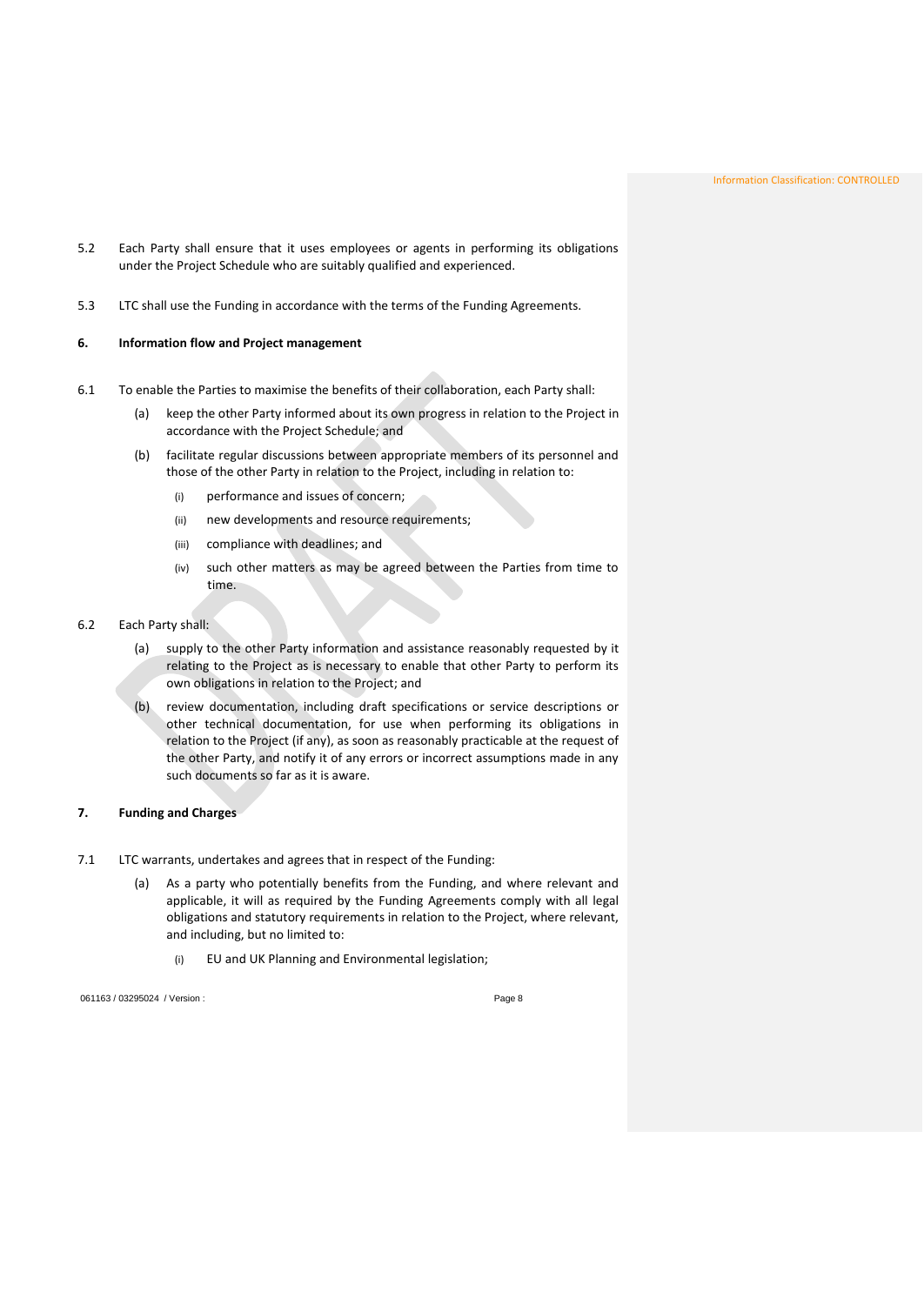5.2 Each Party shall ensure that it uses employees or agents in performing its obligations under the Project Schedule who are suitably qualified and experienced.

5.3 LTC shall use the Funding in accordance with the terms of the Funding Agreements.

## 6. Information flow and Project management

6.1 To enable the Parties to maximise the benefits of their collaboration, each Party shall:

- (a) keep the other Party informed about its own progress in relation to the Project in accordance with the Project Schedule; and
- (b) facilitate regular discussions between appropriate members of its personnel and those of the other Party in relation to the Project, including in relation to:
  - (i) performance and issues of concern;
  - (ii) new developments and resource requirements;
  - (iii) compliance with deadlines; and
  - (iv) such other matters as may be agreed between the Parties from time to time.

6.2 Each Party shall:

- (a) supply to the other Party information and assistance reasonably requested by it relating to the Project as is necessary to enable that other Party to perform its own obligations in relation to the Project; and
- (b) review documentation, including draft specifications or service descriptions or other technical documentation, for use when performing its obligations in relation to the Project (if any), as soon as reasonably practicable at the request of the other Party, and notify it of any errors or incorrect assumptions made in any such documents so far as it is aware.

## 7. Funding and Charges

7.1 LTC warrants, undertakes and agrees that in respect of the Funding:

- (a) As a party who potentially benefits from the Funding, and where relevant and applicable, it will as required by the Funding Agreements comply with all legal obligations and statutory requirements in relation to the Project, where relevant, and including, but no limited to:
  - (i) EU and UK Planning and Environmental legislation;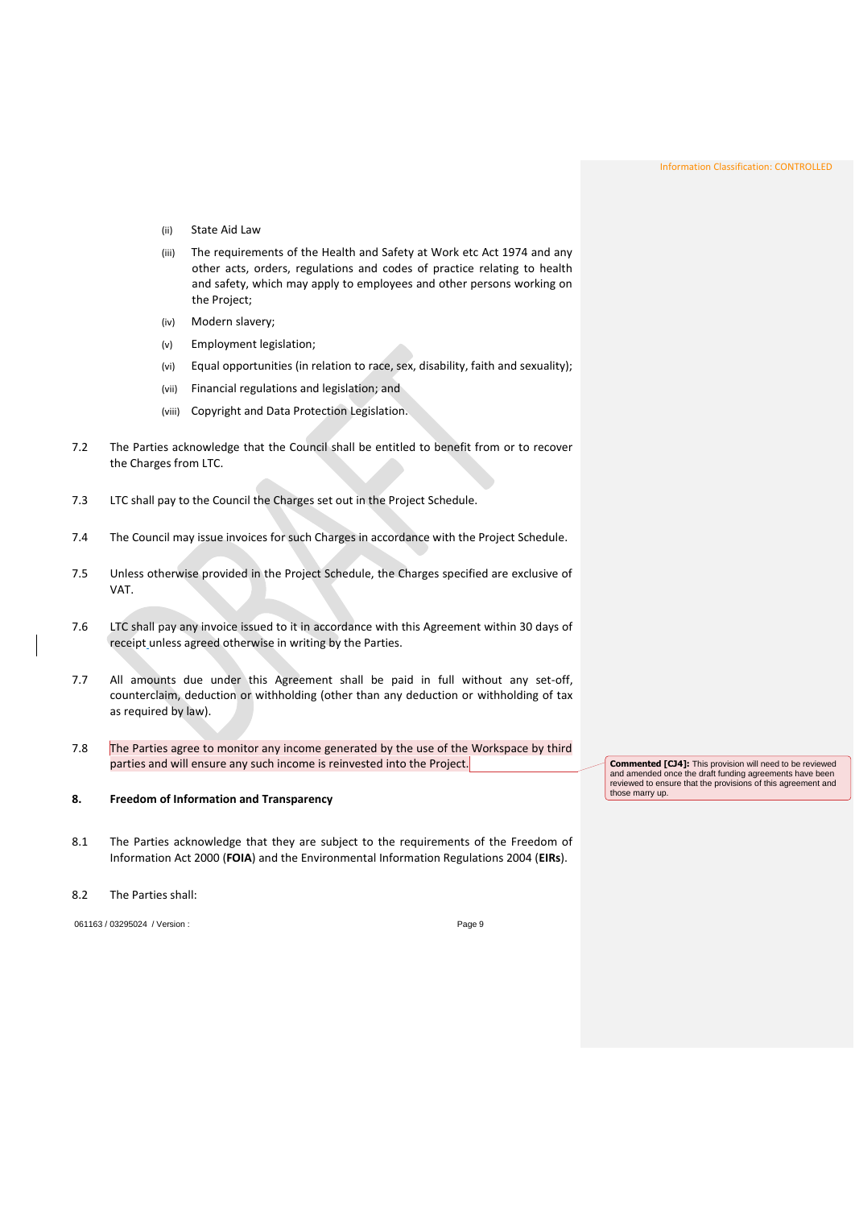(ii) State Aid Law

(iii) The requirements of the Health and Safety at Work etc Act 1974 and any other acts, orders, regulations and codes of practice relating to health and safety, which may apply to employees and other persons working on the Project;

(iv) Modern slavery;

(v) Employment legislation;

(vi) Equal opportunities (in relation to race, sex, disability, faith and sexuality);

(vii) Financial regulations and legislation; and

(viii) Copyright and Data Protection Legislation.

7.2 The Parties acknowledge that the Council shall be entitled to benefit from or to recover the Charges from LTC.

7.3 LTC shall pay to the Council the Charges set out in the Project Schedule.

7.4 The Council may issue invoices for such Charges in accordance with the Project Schedule.

7.5 Unless otherwise provided in the Project Schedule, the Charges specified are exclusive of VAT.

7.6 LTC shall pay any invoice issued to it in accordance with this Agreement within 30 days of receipt unless agreed otherwise in writing by the Parties.

7.7 All amounts due under this Agreement shall be paid in full without any set-off, counterclaim, deduction or withholding (other than any deduction or withholding of tax as required by law).

7.8 The Parties agree to monitor any income generated by the use of the Workspace by third parties and will ensure any such income is reinvested into the Project.

**Commented [CJ4]:** This provision will need to be reviewed and amended once the draft funding agreements have been reviewed to ensure that the provisions of this agreement and those marry up.

**8. Freedom of Information and Transparency**

8.1 The Parties acknowledge that they are subject to the requirements of the Freedom of Information Act 2000 (**FOIA**) and the Environmental Information Regulations 2004 (**EIRs**).

8.2 The Parties shall: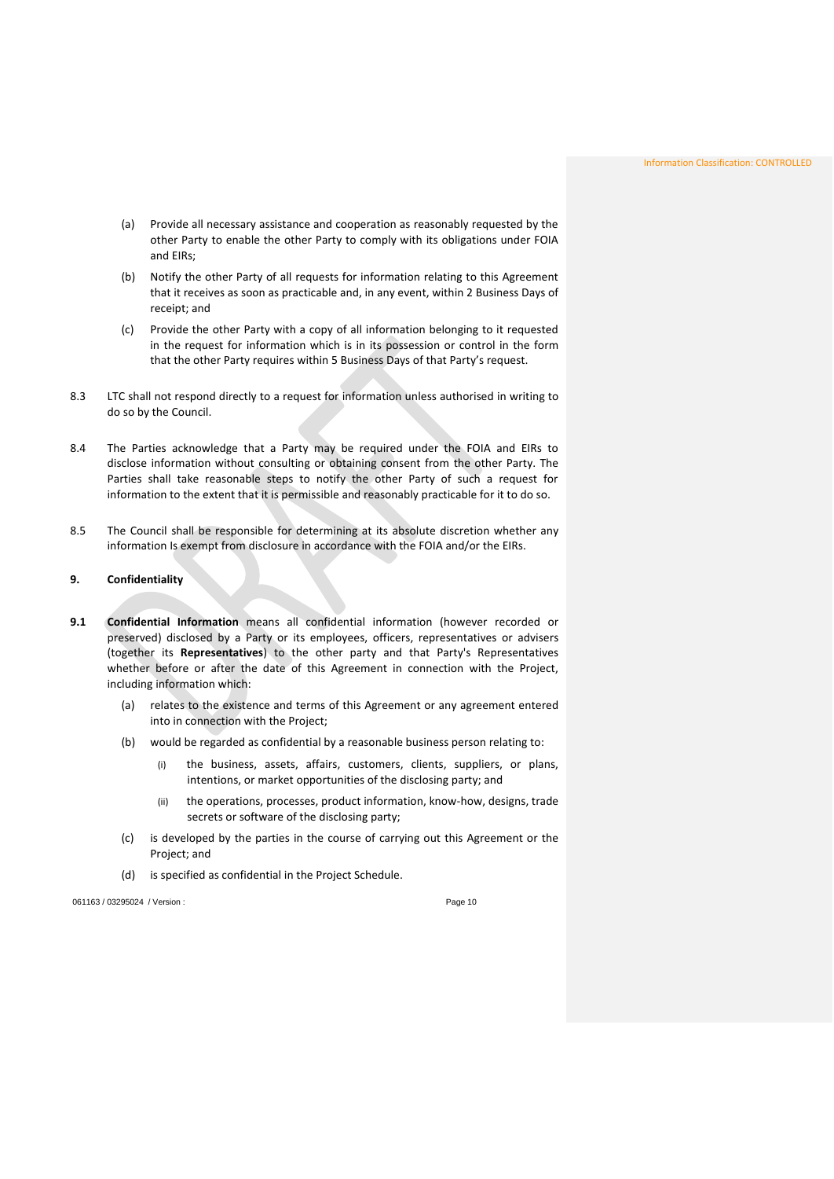(a) Provide all necessary assistance and cooperation as reasonably requested by the other Party to enable the other Party to comply with its obligations under FOIA and EIRs;

(b) Notify the other Party of all requests for information relating to this Agreement that it receives as soon as practicable and, in any event, within 2 Business Days of receipt; and

(c) Provide the other Party with a copy of all information belonging to it requested in the request for information which is in its possession or control in the form that the other Party requires within 5 Business Days of that Party's request.

8.3 LTC shall not respond directly to a request for information unless authorised in writing to do so by the Council.

8.4 The Parties acknowledge that a Party may be required under the FOIA and EIRs to disclose information without consulting or obtaining consent from the other Party. The Parties shall take reasonable steps to notify the other Party of such a request for information to the extent that it is permissible and reasonably practicable for it to do so.

8.5 The Council shall be responsible for determining at its absolute discretion whether any information Is exempt from disclosure in accordance with the FOIA and/or the EIRs.

**9. Confidentiality**

**9.1** **Confidential Information** means all confidential information (however recorded or preserved) disclosed by a Party or its employees, officers, representatives or advisers (together its **Representatives**) to the other party and that Party's Representatives whether before or after the date of this Agreement in connection with the Project, including information which:

(a) relates to the existence and terms of this Agreement or any agreement entered into in connection with the Project;

(b) would be regarded as confidential by a reasonable business person relating to:

(i) the business, assets, affairs, customers, clients, suppliers, or plans, intentions, or market opportunities of the disclosing party; and

(ii) the operations, processes, product information, know-how, designs, trade secrets or software of the disclosing party;

(c) is developed by the parties in the course of carrying out this Agreement or the Project; and

(d) is specified as confidential in the Project Schedule.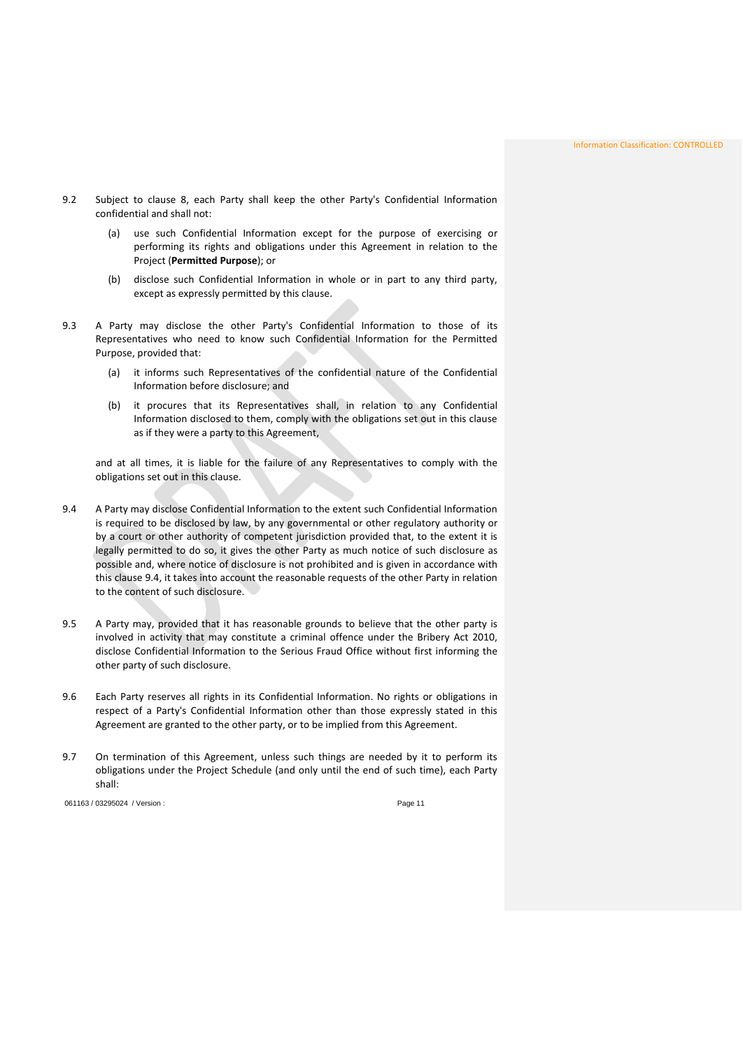9.2 Subject to clause 8, each Party shall keep the other Party's Confidential Information confidential and shall not:

(a) use such Confidential Information except for the purpose of exercising or performing its rights and obligations under this Agreement in relation to the Project (**Permitted Purpose**); or

(b) disclose such Confidential Information in whole or in part to any third party, except as expressly permitted by this clause.

9.3 A Party may disclose the other Party's Confidential Information to those of its Representatives who need to know such Confidential Information for the Permitted Purpose, provided that:

(a) it informs such Representatives of the confidential nature of the Confidential Information before disclosure; and

(b) it procures that its Representatives shall, in relation to any Confidential Information disclosed to them, comply with the obligations set out in this clause as if they were a party to this Agreement,

and at all times, it is liable for the failure of any Representatives to comply with the obligations set out in this clause.

9.4 A Party may disclose Confidential Information to the extent such Confidential Information is required to be disclosed by law, by any governmental or other regulatory authority or by a court or other authority of competent jurisdiction provided that, to the extent it is legally permitted to do so, it gives the other Party as much notice of such disclosure as possible and, where notice of disclosure is not prohibited and is given in accordance with this clause 9.4, it takes into account the reasonable requests of the other Party in relation to the content of such disclosure.

9.5 A Party may, provided that it has reasonable grounds to believe that the other party is involved in activity that may constitute a criminal offence under the Bribery Act 2010, disclose Confidential Information to the Serious Fraud Office without first informing the other party of such disclosure.

9.6 Each Party reserves all rights in its Confidential Information. No rights or obligations in respect of a Party's Confidential Information other than those expressly stated in this Agreement are granted to the other party, or to be implied from this Agreement.

9.7 On termination of this Agreement, unless such things are needed by it to perform its obligations under the Project Schedule (and only until the end of such time), each Party shall: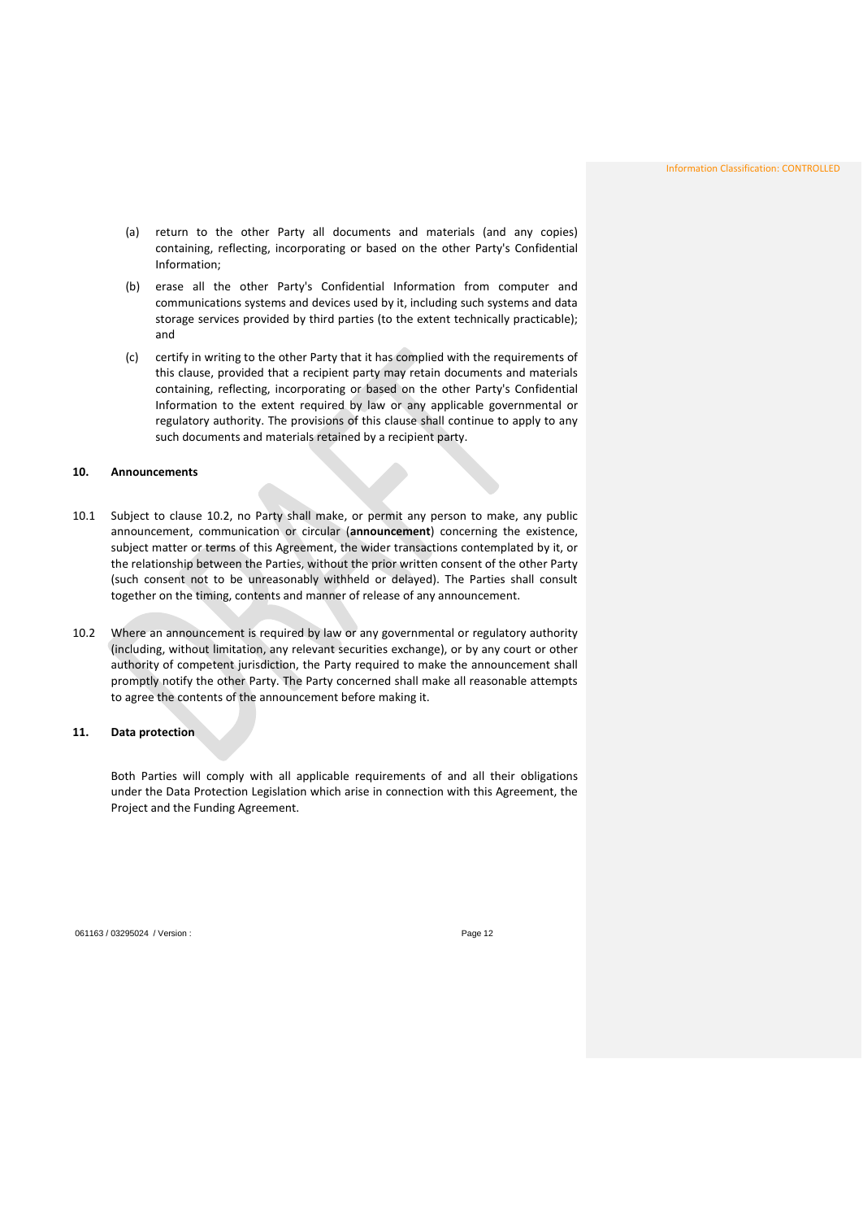(a) return to the other Party all documents and materials (and any copies) containing, reflecting, incorporating or based on the other Party's Confidential Information;

(b) erase all the other Party's Confidential Information from computer and communications systems and devices used by it, including such systems and data storage services provided by third parties (to the extent technically practicable); and

(c) certify in writing to the other Party that it has complied with the requirements of this clause, provided that a recipient party may retain documents and materials containing, reflecting, incorporating or based on the other Party's Confidential Information to the extent required by law or any applicable governmental or regulatory authority. The provisions of this clause shall continue to apply to any such documents and materials retained by a recipient party.

## 10. Announcements

10.1 Subject to clause 10.2, no Party shall make, or permit any person to make, any public announcement, communication or circular (**announcement**) concerning the existence, subject matter or terms of this Agreement, the wider transactions contemplated by it, or the relationship between the Parties, without the prior written consent of the other Party (such consent not to be unreasonably withheld or delayed). The Parties shall consult together on the timing, contents and manner of release of any announcement.

10.2 Where an announcement is required by law or any governmental or regulatory authority (including, without limitation, any relevant securities exchange), or by any court or other authority of competent jurisdiction, the Party required to make the announcement shall promptly notify the other Party. The Party concerned shall make all reasonable attempts to agree the contents of the announcement before making it.

## 11. Data protection

Both Parties will comply with all applicable requirements of and all their obligations under the Data Protection Legislation which arise in connection with this Agreement, the Project and the Funding Agreement.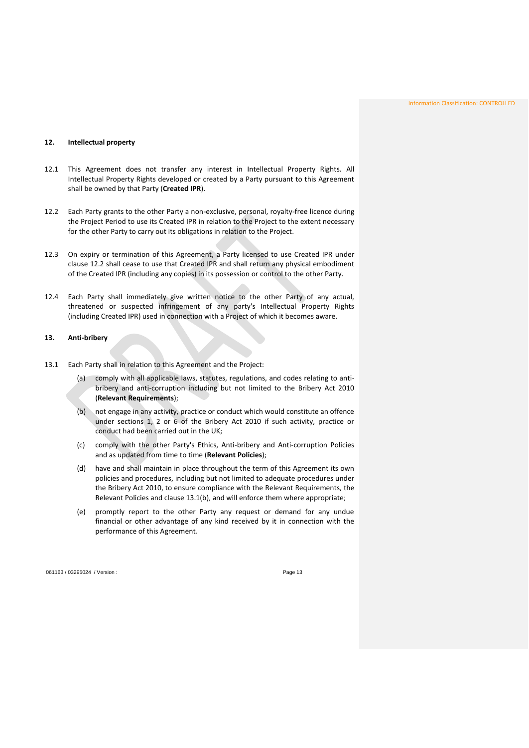## 12. Intellectual property

12.1 This Agreement does not transfer any interest in Intellectual Property Rights. All Intellectual Property Rights developed or created by a Party pursuant to this Agreement shall be owned by that Party (**Created IPR**).

12.2 Each Party grants to the other Party a non-exclusive, personal, royalty-free licence during the Project Period to use its Created IPR in relation to the Project to the extent necessary for the other Party to carry out its obligations in relation to the Project.

12.3 On expiry or termination of this Agreement, a Party licensed to use Created IPR under clause 12.2 shall cease to use that Created IPR and shall return any physical embodiment of the Created IPR (including any copies) in its possession or control to the other Party.

12.4 Each Party shall immediately give written notice to the other Party of any actual, threatened or suspected infringement of any party's Intellectual Property Rights (including Created IPR) used in connection with a Project of which it becomes aware.

## 13. Anti-bribery

13.1 Each Party shall in relation to this Agreement and the Project:

(a) comply with all applicable laws, statutes, regulations, and codes relating to anti-bribery and anti-corruption including but not limited to the Bribery Act 2010 (**Relevant Requirements**);

(b) not engage in any activity, practice or conduct which would constitute an offence under sections 1, 2 or 6 of the Bribery Act 2010 if such activity, practice or conduct had been carried out in the UK;

(c) comply with the other Party's Ethics, Anti-bribery and Anti-corruption Policies and as updated from time to time (**Relevant Policies**);

(d) have and shall maintain in place throughout the term of this Agreement its own policies and procedures, including but not limited to adequate procedures under the Bribery Act 2010, to ensure compliance with the Relevant Requirements, the Relevant Policies and clause 13.1(b), and will enforce them where appropriate;

(e) promptly report to the other Party any request or demand for any undue financial or other advantage of any kind received by it in connection with the performance of this Agreement.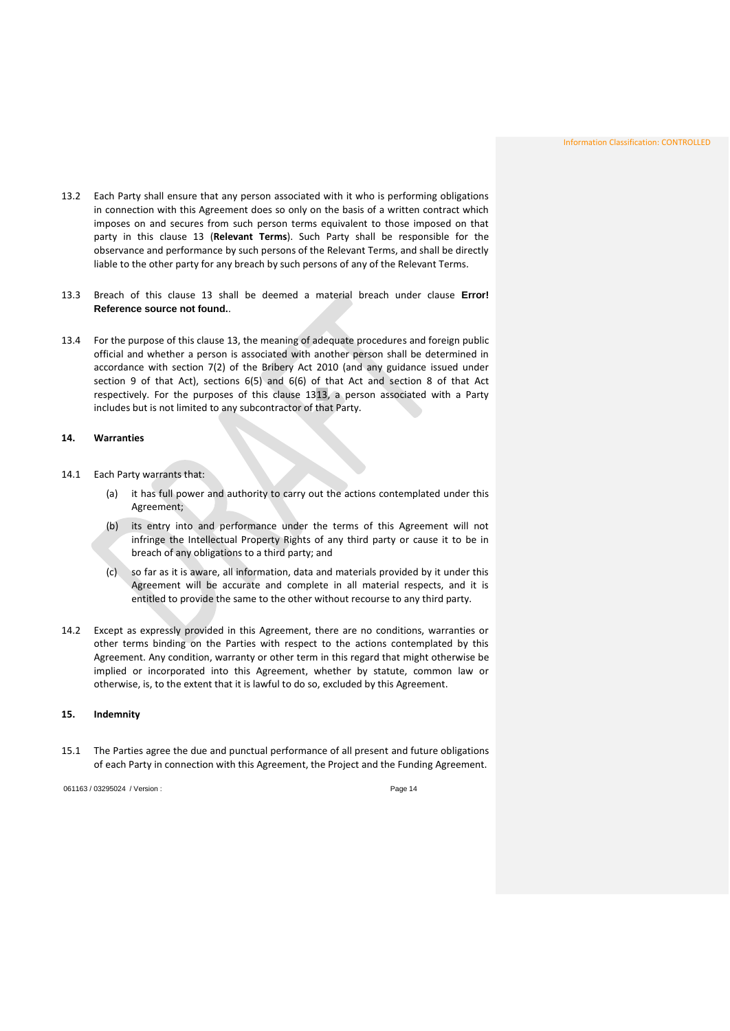13.2 Each Party shall ensure that any person associated with it who is performing obligations in connection with this Agreement does so only on the basis of a written contract which imposes on and secures from such person terms equivalent to those imposed on that party in this clause 13 (**Relevant Terms**). Such Party shall be responsible for the observance and performance by such persons of the Relevant Terms, and shall be directly liable to the other party for any breach by such persons of any of the Relevant Terms.

13.3 Breach of this clause 13 shall be deemed a material breach under clause **Error! Reference source not found.**.

13.4 For the purpose of this clause 13, the meaning of adequate procedures and foreign public official and whether a person is associated with another person shall be determined in accordance with section 7(2) of the Bribery Act 2010 (and any guidance issued under section 9 of that Act), sections 6(5) and 6(6) of that Act and section 8 of that Act respectively. For the purposes of this clause 1313, a person associated with a Party includes but is not limited to any subcontractor of that Party.

## 14. Warranties

14.1 Each Party warrants that:

(a) it has full power and authority to carry out the actions contemplated under this Agreement;

(b) its entry into and performance under the terms of this Agreement will not infringe the Intellectual Property Rights of any third party or cause it to be in breach of any obligations to a third party; and

(c) so far as it is aware, all information, data and materials provided by it under this Agreement will be accurate and complete in all material respects, and it is entitled to provide the same to the other without recourse to any third party.

14.2 Except as expressly provided in this Agreement, there are no conditions, warranties or other terms binding on the Parties with respect to the actions contemplated by this Agreement. Any condition, warranty or other term in this regard that might otherwise be implied or incorporated into this Agreement, whether by statute, common law or otherwise, is, to the extent that it is lawful to do so, excluded by this Agreement.

## 15. Indemnity

15.1 The Parties agree the due and punctual performance of all present and future obligations of each Party in connection with this Agreement, the Project and the Funding Agreement.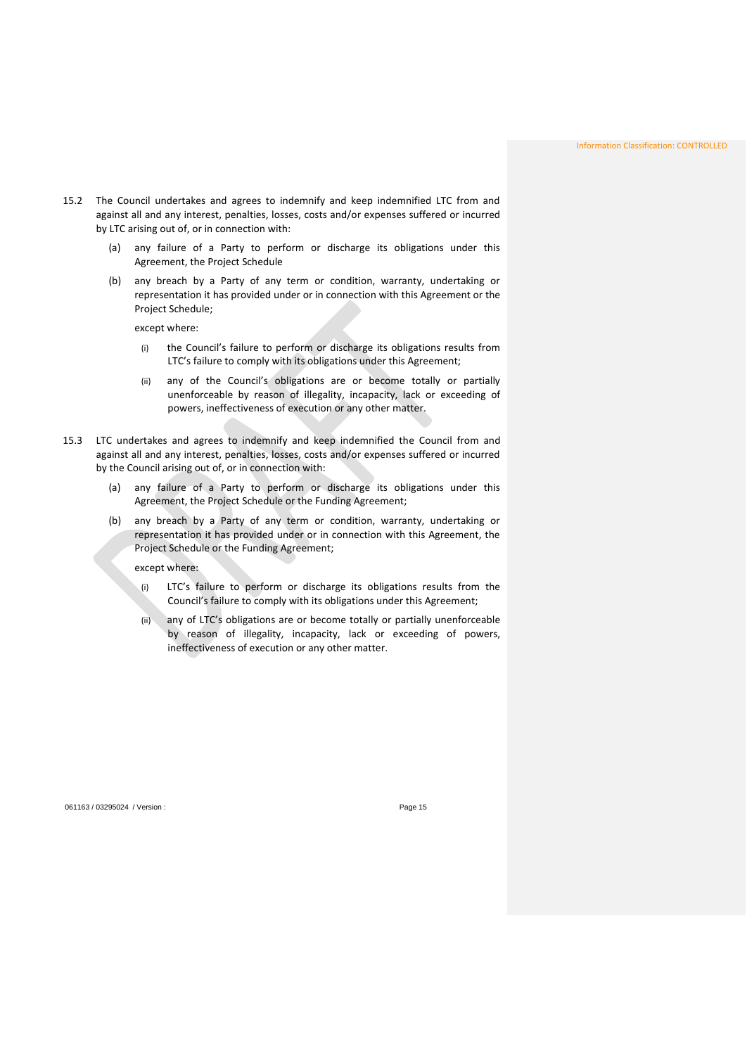15.2 The Council undertakes and agrees to indemnify and keep indemnified LTC from and against all and any interest, penalties, losses, costs and/or expenses suffered or incurred by LTC arising out of, or in connection with:

   (a) any failure of a Party to perform or discharge its obligations under this Agreement, the Project Schedule

   (b) any breach by a Party of any term or condition, warranty, undertaking or representation it has provided under or in connection with this Agreement or the Project Schedule;

   except where:

      (i) the Council's failure to perform or discharge its obligations results from LTC's failure to comply with its obligations under this Agreement;

      (ii) any of the Council's obligations are or become totally or partially unenforceable by reason of illegality, incapacity, lack or exceeding of powers, ineffectiveness of execution or any other matter.

15.3 LTC undertakes and agrees to indemnify and keep indemnified the Council from and against all and any interest, penalties, losses, costs and/or expenses suffered or incurred by the Council arising out of, or in connection with:

   (a) any failure of a Party to perform or discharge its obligations under this Agreement, the Project Schedule or the Funding Agreement;

   (b) any breach by a Party of any term or condition, warranty, undertaking or representation it has provided under or in connection with this Agreement, the Project Schedule or the Funding Agreement;

   except where:

      (i) LTC's failure to perform or discharge its obligations results from the Council's failure to comply with its obligations under this Agreement;

      (ii) any of LTC's obligations are or become totally or partially unenforceable by reason of illegality, incapacity, lack or exceeding of powers, ineffectiveness of execution or any other matter.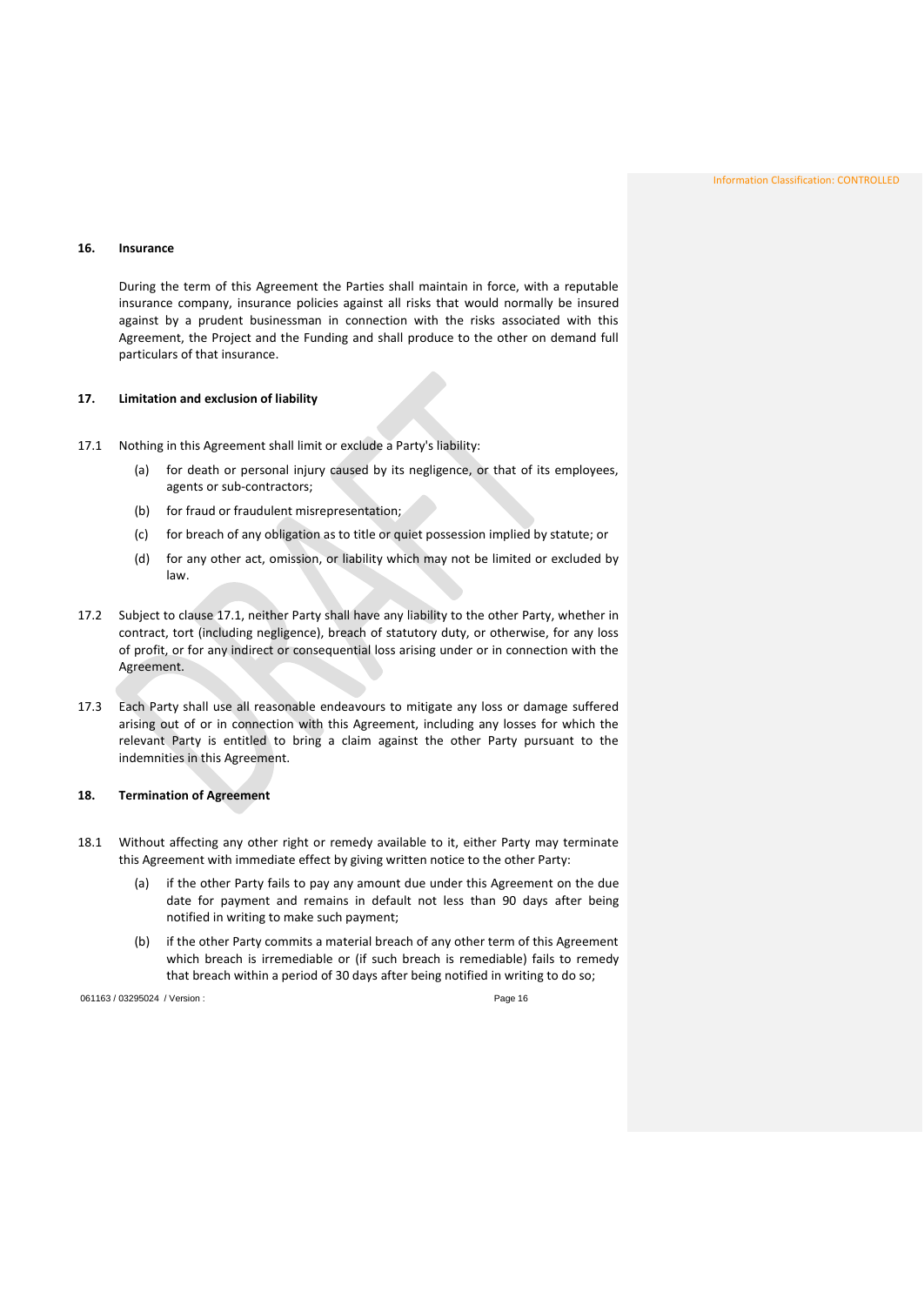## 16. Insurance

During the term of this Agreement the Parties shall maintain in force, with a reputable insurance company, insurance policies against all risks that would normally be insured against by a prudent businessman in connection with the risks associated with this Agreement, the Project and the Funding and shall produce to the other on demand full particulars of that insurance.

## 17. Limitation and exclusion of liability

17.1 Nothing in this Agreement shall limit or exclude a Party's liability:

(a) for death or personal injury caused by its negligence, or that of its employees, agents or sub-contractors;

(b) for fraud or fraudulent misrepresentation;

(c) for breach of any obligation as to title or quiet possession implied by statute; or

(d) for any other act, omission, or liability which may not be limited or excluded by law.

17.2 Subject to clause 17.1, neither Party shall have any liability to the other Party, whether in contract, tort (including negligence), breach of statutory duty, or otherwise, for any loss of profit, or for any indirect or consequential loss arising under or in connection with the Agreement.

17.3 Each Party shall use all reasonable endeavours to mitigate any loss or damage suffered arising out of or in connection with this Agreement, including any losses for which the relevant Party is entitled to bring a claim against the other Party pursuant to the indemnities in this Agreement.

## 18. Termination of Agreement

18.1 Without affecting any other right or remedy available to it, either Party may terminate this Agreement with immediate effect by giving written notice to the other Party:

(a) if the other Party fails to pay any amount due under this Agreement on the due date for payment and remains in default not less than 90 days after being notified in writing to make such payment;

(b) if the other Party commits a material breach of any other term of this Agreement which breach is irremediable or (if such breach is remediable) fails to remedy that breach within a period of 30 days after being notified in writing to do so;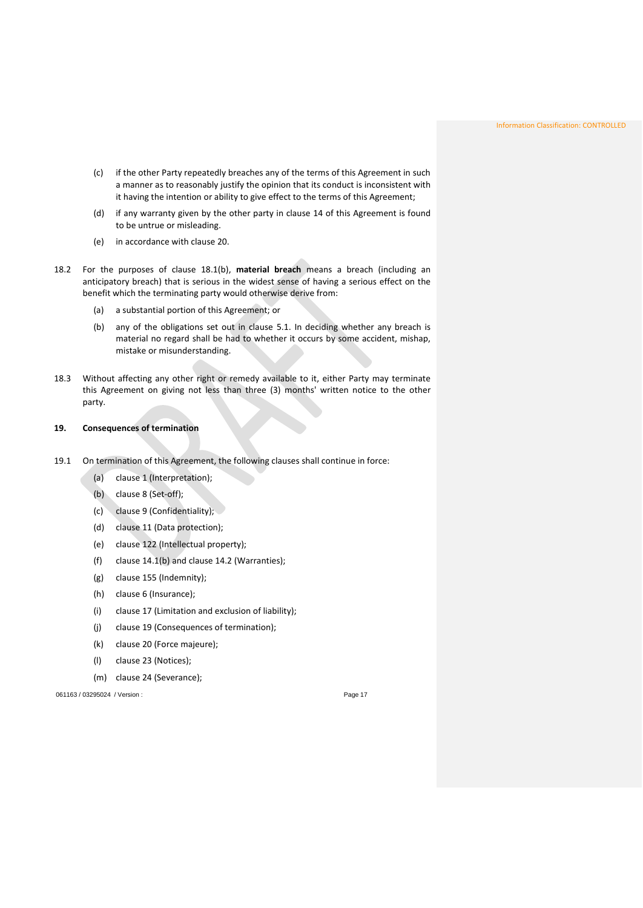(c) if the other Party repeatedly breaches any of the terms of this Agreement in such a manner as to reasonably justify the opinion that its conduct is inconsistent with it having the intention or ability to give effect to the terms of this Agreement;

(d) if any warranty given by the other party in clause 14 of this Agreement is found to be untrue or misleading.

(e) in accordance with clause 20.

18.2 For the purposes of clause 18.1(b), **material breach** means a breach (including an anticipatory breach) that is serious in the widest sense of having a serious effect on the benefit which the terminating party would otherwise derive from:

(a) a substantial portion of this Agreement; or

(b) any of the obligations set out in clause 5.1. In deciding whether any breach is material no regard shall be had to whether it occurs by some accident, mishap, mistake or misunderstanding.

18.3 Without affecting any other right or remedy available to it, either Party may terminate this Agreement on giving not less than three (3) months' written notice to the other party.

## 19. Consequences of termination

19.1 On termination of this Agreement, the following clauses shall continue in force:

(a) clause 1 (Interpretation);

(b) clause 8 (Set-off);

(c) clause 9 (Confidentiality);

(d) clause 11 (Data protection);

(e) clause 122 (Intellectual property);

(f) clause 14.1(b) and clause 14.2 (Warranties);

(g) clause 155 (Indemnity);

(h) clause 6 (Insurance);

(i) clause 17 (Limitation and exclusion of liability);

(j) clause 19 (Consequences of termination);

(k) clause 20 (Force majeure);

(l) clause 23 (Notices);

(m) clause 24 (Severance);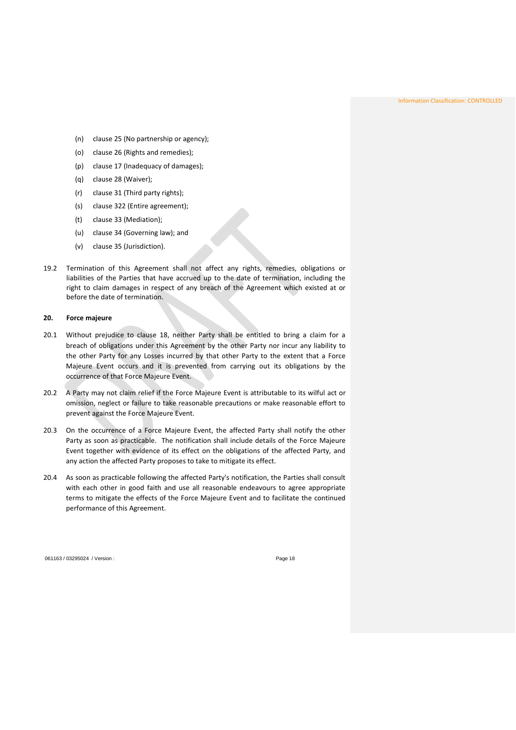(n) clause 25 (No partnership or agency);

(o) clause 26 (Rights and remedies);

(p) clause 17 (Inadequacy of damages);

(q) clause 28 (Waiver);

(r) clause 31 (Third party rights);

(s) clause 322 (Entire agreement);

(t) clause 33 (Mediation);

(u) clause 34 (Governing law); and

(v) clause 35 (Jurisdiction).

19.2 Termination of this Agreement shall not affect any rights, remedies, obligations or liabilities of the Parties that have accrued up to the date of termination, including the right to claim damages in respect of any breach of the Agreement which existed at or before the date of termination.

**20. Force majeure**

20.1 Without prejudice to clause 18, neither Party shall be entitled to bring a claim for a breach of obligations under this Agreement by the other Party nor incur any liability to the other Party for any Losses incurred by that other Party to the extent that a Force Majeure Event occurs and it is prevented from carrying out its obligations by the occurrence of that Force Majeure Event.

20.2 A Party may not claim relief if the Force Majeure Event is attributable to its wilful act or omission, neglect or failure to take reasonable precautions or make reasonable effort to prevent against the Force Majeure Event.

20.3 On the occurrence of a Force Majeure Event, the affected Party shall notify the other Party as soon as practicable. The notification shall include details of the Force Majeure Event together with evidence of its effect on the obligations of the affected Party, and any action the affected Party proposes to take to mitigate its effect.

20.4 As soon as practicable following the affected Party's notification, the Parties shall consult with each other in good faith and use all reasonable endeavours to agree appropriate terms to mitigate the effects of the Force Majeure Event and to facilitate the continued performance of this Agreement.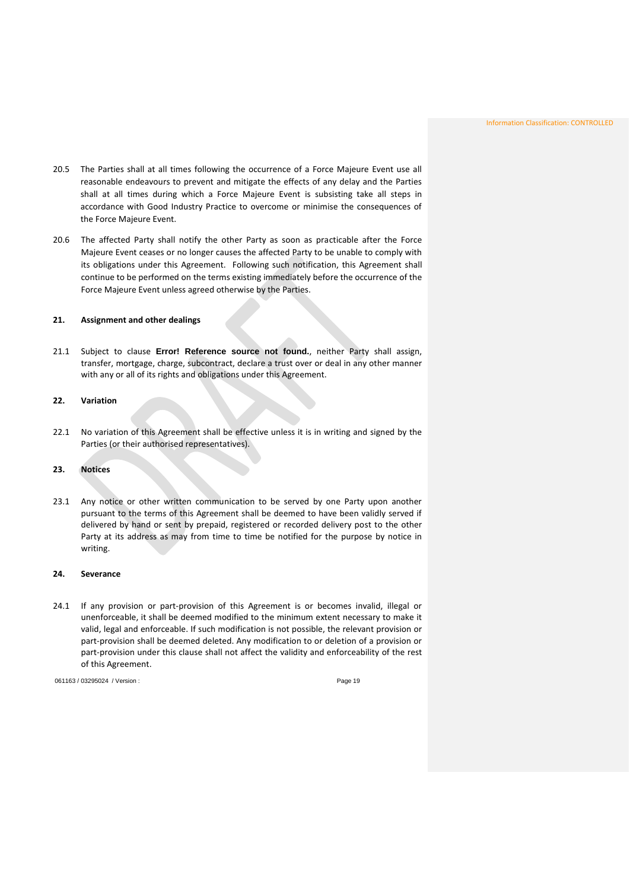20.5 The Parties shall at all times following the occurrence of a Force Majeure Event use all reasonable endeavours to prevent and mitigate the effects of any delay and the Parties shall at all times during which a Force Majeure Event is subsisting take all steps in accordance with Good Industry Practice to overcome or minimise the consequences of the Force Majeure Event.

20.6 The affected Party shall notify the other Party as soon as practicable after the Force Majeure Event ceases or no longer causes the affected Party to be unable to comply with its obligations under this Agreement. Following such notification, this Agreement shall continue to be performed on the terms existing immediately before the occurrence of the Force Majeure Event unless agreed otherwise by the Parties.

## 21. Assignment and other dealings

21.1 Subject to clause **Error! Reference source not found.**, neither Party shall assign, transfer, mortgage, charge, subcontract, declare a trust over or deal in any other manner with any or all of its rights and obligations under this Agreement.

## 22. Variation

22.1 No variation of this Agreement shall be effective unless it is in writing and signed by the Parties (or their authorised representatives).

## 23. Notices

23.1 Any notice or other written communication to be served by one Party upon another pursuant to the terms of this Agreement shall be deemed to have been validly served if delivered by hand or sent by prepaid, registered or recorded delivery post to the other Party at its address as may from time to time be notified for the purpose by notice in writing.

## 24. Severance

24.1 If any provision or part-provision of this Agreement is or becomes invalid, illegal or unenforceable, it shall be deemed modified to the minimum extent necessary to make it valid, legal and enforceable. If such modification is not possible, the relevant provision or part-provision shall be deemed deleted. Any modification to or deletion of a provision or part-provision under this clause shall not affect the validity and enforceability of the rest of this Agreement.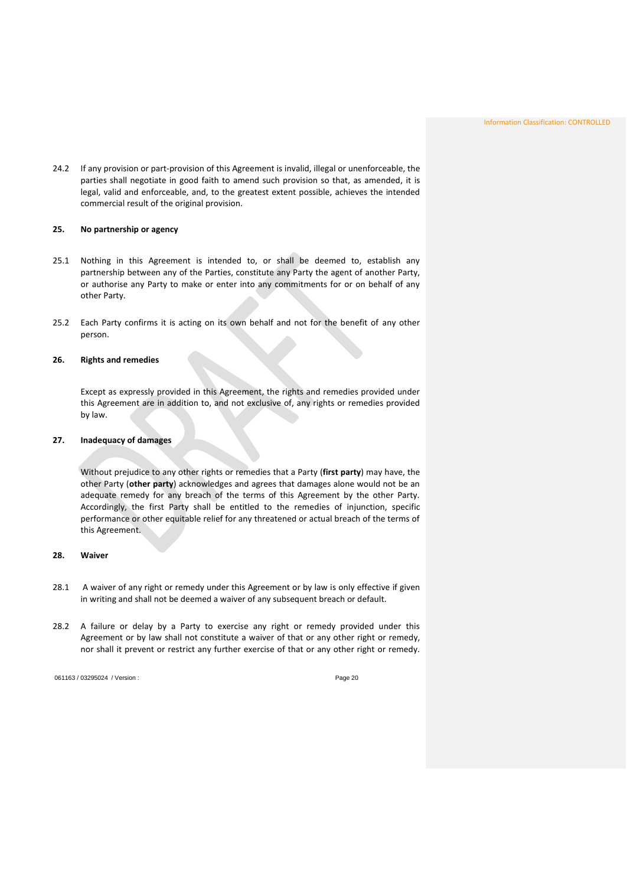24.2 If any provision or part-provision of this Agreement is invalid, illegal or unenforceable, the parties shall negotiate in good faith to amend such provision so that, as amended, it is legal, valid and enforceable, and, to the greatest extent possible, achieves the intended commercial result of the original provision.

## 25. No partnership or agency

25.1 Nothing in this Agreement is intended to, or shall be deemed to, establish any partnership between any of the Parties, constitute any Party the agent of another Party, or authorise any Party to make or enter into any commitments for or on behalf of any other Party.

25.2 Each Party confirms it is acting on its own behalf and not for the benefit of any other person.

## 26. Rights and remedies

Except as expressly provided in this Agreement, the rights and remedies provided under this Agreement are in addition to, and not exclusive of, any rights or remedies provided by law.

## 27. Inadequacy of damages

Without prejudice to any other rights or remedies that a Party (**first party**) may have, the other Party (**other party**) acknowledges and agrees that damages alone would not be an adequate remedy for any breach of the terms of this Agreement by the other Party. Accordingly, the first Party shall be entitled to the remedies of injunction, specific performance or other equitable relief for any threatened or actual breach of the terms of this Agreement.

## 28. Waiver

28.1 A waiver of any right or remedy under this Agreement or by law is only effective if given in writing and shall not be deemed a waiver of any subsequent breach or default.

28.2 A failure or delay by a Party to exercise any right or remedy provided under this Agreement or by law shall not constitute a waiver of that or any other right or remedy, nor shall it prevent or restrict any further exercise of that or any other right or remedy.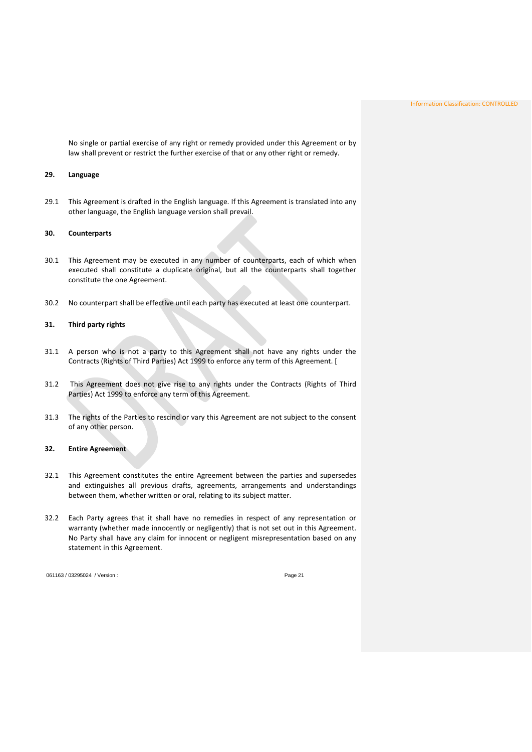No single or partial exercise of any right or remedy provided under this Agreement or by law shall prevent or restrict the further exercise of that or any other right or remedy.

**29. Language**

29.1 This Agreement is drafted in the English language. If this Agreement is translated into any other language, the English language version shall prevail.

**30. Counterparts**

30.1 This Agreement may be executed in any number of counterparts, each of which when executed shall constitute a duplicate original, but all the counterparts shall together constitute the one Agreement.

30.2 No counterpart shall be effective until each party has executed at least one counterpart.

**31. Third party rights**

31.1 A person who is not a party to this Agreement shall not have any rights under the Contracts (Rights of Third Parties) Act 1999 to enforce any term of this Agreement. [

31.2 This Agreement does not give rise to any rights under the Contracts (Rights of Third Parties) Act 1999 to enforce any term of this Agreement.

31.3 The rights of the Parties to rescind or vary this Agreement are not subject to the consent of any other person.

**32. Entire Agreement**

32.1 This Agreement constitutes the entire Agreement between the parties and supersedes and extinguishes all previous drafts, agreements, arrangements and understandings between them, whether written or oral, relating to its subject matter.

32.2 Each Party agrees that it shall have no remedies in respect of any representation or warranty (whether made innocently or negligently) that is not set out in this Agreement. No Party shall have any claim for innocent or negligent misrepresentation based on any statement in this Agreement.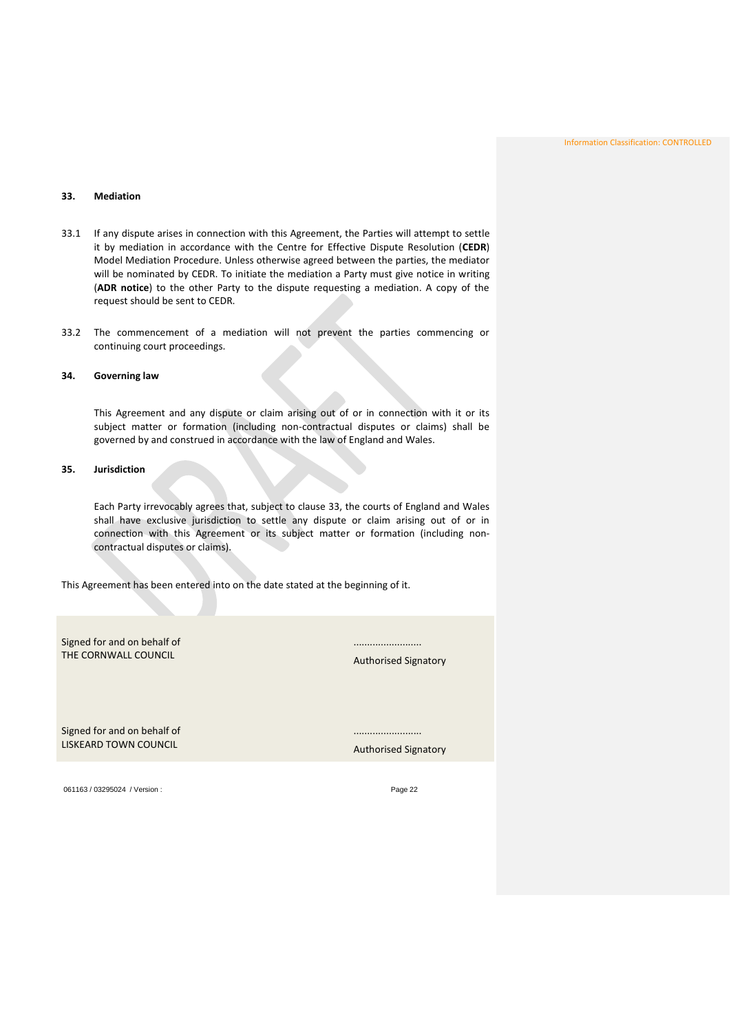## 33. Mediation

33.1 If any dispute arises in connection with this Agreement, the Parties will attempt to settle it by mediation in accordance with the Centre for Effective Dispute Resolution (**CEDR**) Model Mediation Procedure. Unless otherwise agreed between the parties, the mediator will be nominated by CEDR. To initiate the mediation a Party must give notice in writing (**ADR notice**) to the other Party to the dispute requesting a mediation. A copy of the request should be sent to CEDR.

33.2 The commencement of a mediation will not prevent the parties commencing or continuing court proceedings.

## 34. Governing law

This Agreement and any dispute or claim arising out of or in connection with it or its subject matter or formation (including non-contractual disputes or claims) shall be governed by and construed in accordance with the law of England and Wales.

## 35. Jurisdiction

Each Party irrevocably agrees that, subject to clause 33, the courts of England and Wales shall have exclusive jurisdiction to settle any dispute or claim arising out of or in connection with this Agreement or its subject matter or formation (including non-contractual disputes or claims).

This Agreement has been entered into on the date stated at the beginning of it.

| | |
|---|---|
| Signed for and on behalf of<br>THE CORNWALL COUNCIL | .........................<br>Authorised Signatory |
| Signed for and on behalf of<br>LISKEARD TOWN COUNCIL | .........................<br>Authorised Signatory |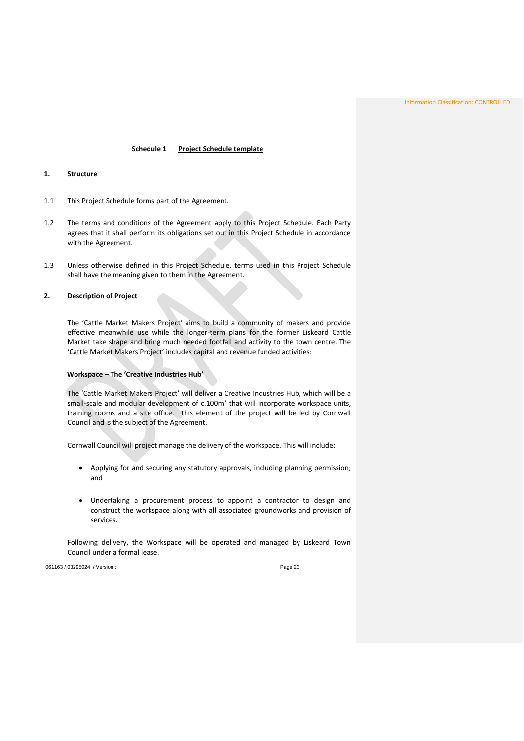## Schedule 1 Project Schedule template

### 1. Structure

1.1 This Project Schedule forms part of the Agreement.

1.2 The terms and conditions of the Agreement apply to this Project Schedule. Each Party agrees that it shall perform its obligations set out in this Project Schedule in accordance with the Agreement.

1.3 Unless otherwise defined in this Project Schedule, terms used in this Project Schedule shall have the meaning given to them in the Agreement.

### 2. Description of Project

The 'Cattle Market Makers Project' aims to build a community of makers and provide effective meanwhile use while the longer-term plans for the former Liskeard Cattle Market take shape and bring much needed footfall and activity to the town centre. The 'Cattle Market Makers Project' includes capital and revenue funded activities:

**Workspace – The 'Creative Industries Hub'**

The 'Cattle Market Makers Project' will deliver a Creative Industries Hub, which will be a small-scale and modular development of c.100m$^2$ that will incorporate workspace units, training rooms and a site office. This element of the project will be led by Cornwall Council and is the subject of the Agreement.

Cornwall Council will project manage the delivery of the workspace. This will include:

- Applying for and securing any statutory approvals, including planning permission; and
- Undertaking a procurement process to appoint a contractor to design and construct the workspace along with all associated groundworks and provision of services.

Following delivery, the Workspace will be operated and managed by Liskeard Town Council under a formal lease.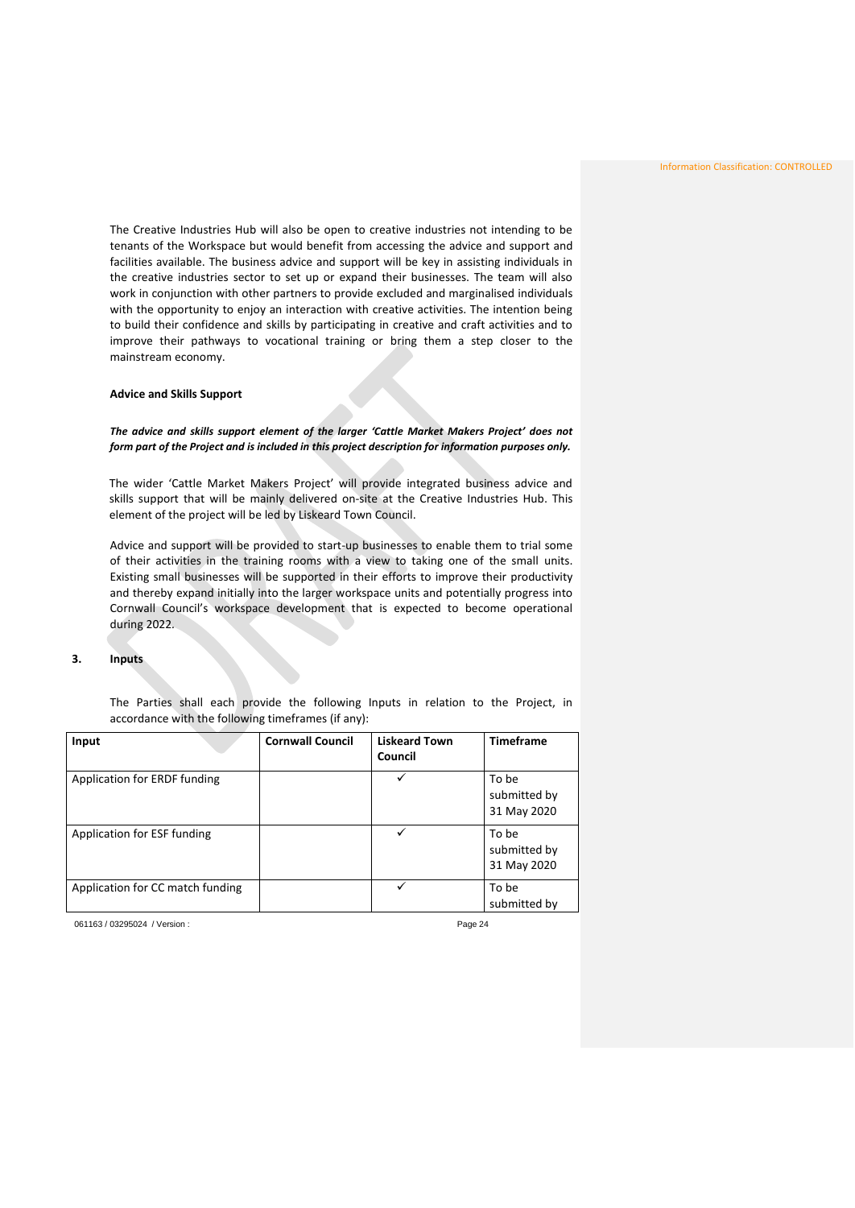The Creative Industries Hub will also be open to creative industries not intending to be tenants of the Workspace but would benefit from accessing the advice and support and facilities available. The business advice and support will be key in assisting individuals in the creative industries sector to set up or expand their businesses. The team will also work in conjunction with other partners to provide excluded and marginalised individuals with the opportunity to enjoy an interaction with creative activities. The intention being to build their confidence and skills by participating in creative and craft activities and to improve their pathways to vocational training or bring them a step closer to the mainstream economy.

**Advice and Skills Support**

***The advice and skills support element of the larger 'Cattle Market Makers Project' does not form part of the Project and is included in this project description for information purposes only.***

The wider 'Cattle Market Makers Project' will provide integrated business advice and skills support that will be mainly delivered on-site at the Creative Industries Hub. This element of the project will be led by Liskeard Town Council.

Advice and support will be provided to start-up businesses to enable them to trial some of their activities in the training rooms with a view to taking one of the small units. Existing small businesses will be supported in their efforts to improve their productivity and thereby expand initially into the larger workspace units and potentially progress into Cornwall Council's workspace development that is expected to become operational during 2022.

## 3. Inputs

The Parties shall each provide the following Inputs in relation to the Project, in accordance with the following timeframes (if any):

| Input | Cornwall Council | Liskeard Town Council | Timeframe |
|---|---|---|---|
| Application for ERDF funding | | ✓ | To be submitted by 31 May 2020 |
| Application for ESF funding | | ✓ | To be submitted by 31 May 2020 |
| Application for CC match funding | | ✓ | To be submitted by |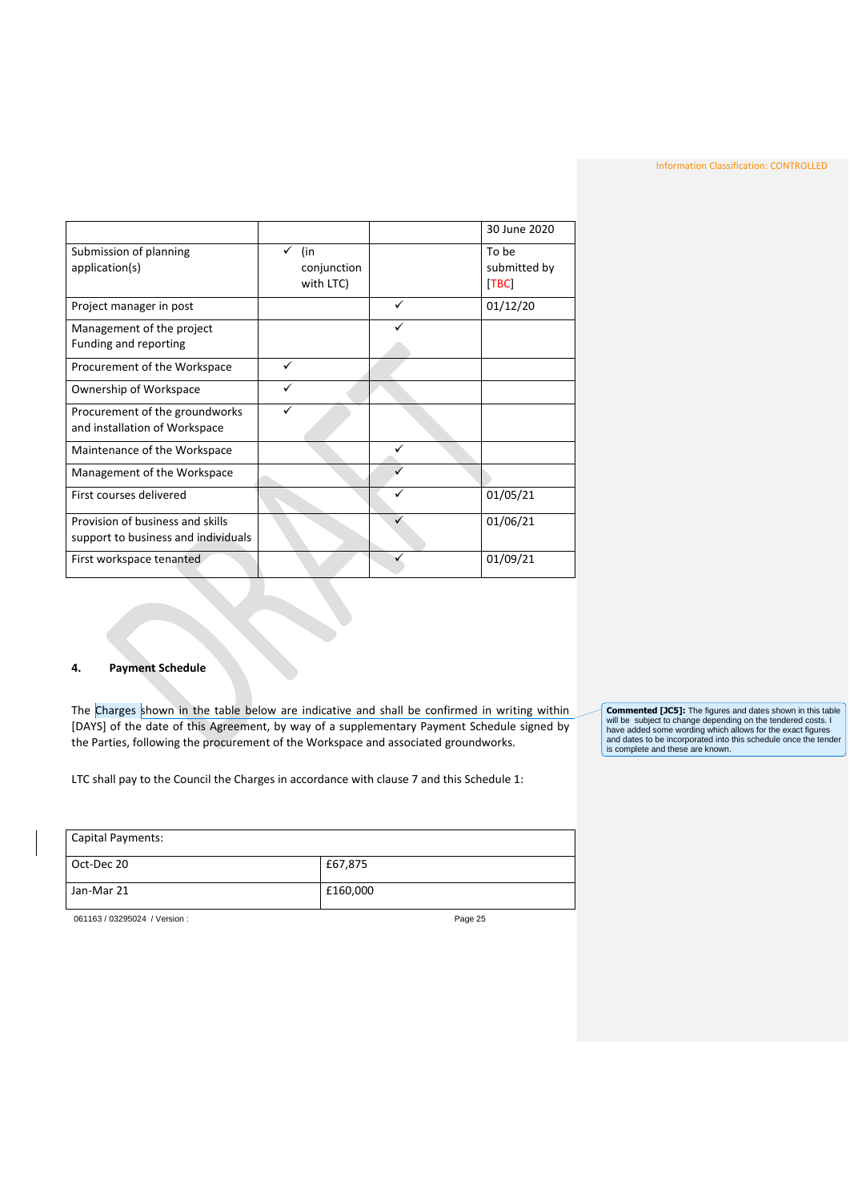| | | | 30 June 2020 |
|---|---|---|---|
| Submission of planning application(s) | ✓ (in conjunction with LTC) | | To be submitted by [TBC] |
| Project manager in post | | ✓ | 01/12/20 |
| Management of the project Funding and reporting | | ✓ | |
| Procurement of the Workspace | ✓ | | |
| Ownership of Workspace | ✓ | | |
| Procurement of the groundworks and installation of Workspace | ✓ | | |
| Maintenance of the Workspace | | ✓ | |
| Management of the Workspace | | ✓ | |
| First courses delivered | | ✓ | 01/05/21 |
| Provision of business and skills support to business and individuals | | ✓ | 01/06/21 |
| First workspace tenanted | | ✓ | 01/09/21 |

## 4. Payment Schedule

The Charges shown in the table below are indicative and shall be confirmed in writing within [DAYS] of the date of this Agreement, by way of a supplementary Payment Schedule signed by the Parties, following the procurement of the Workspace and associated groundworks.

**Commented [JC5]:** The figures and dates shown in this table will be subject to change depending on the tendered costs. I have added some wording which allows for the exact figures and dates to be incorporated into this schedule once the tender is complete and these are known.

LTC shall pay to the Council the Charges in accordance with clause 7 and this Schedule 1:

| Capital Payments: | |
|---|---|
| Oct-Dec 20 | £67,875 |
| Jan-Mar 21 | £160,000 |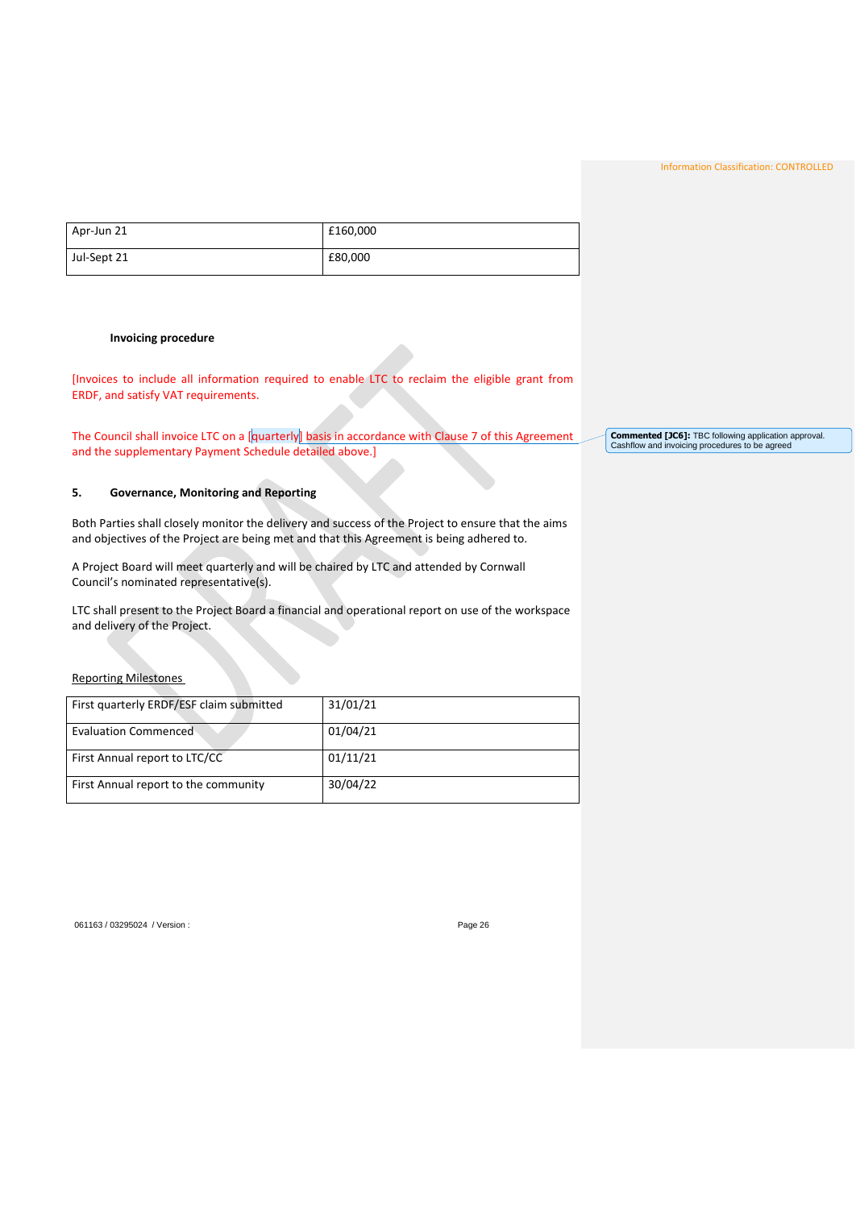| Apr-Jun 21 | £160,000 |
|---|---|
| Jul-Sept 21 | £80,000 |

**Invoicing procedure**

[Invoices to include all information required to enable LTC to reclaim the eligible grant from ERDF, and satisfy VAT requirements.

The Council shall invoice LTC on a [quarterly] basis in accordance with Clause 7 of this Agreement and the supplementary Payment Schedule detailed above.]

**Commented [JC6]:** TBC following application approval. Cashflow and invoicing procedures to be agreed

## 5. Governance, Monitoring and Reporting

Both Parties shall closely monitor the delivery and success of the Project to ensure that the aims and objectives of the Project are being met and that this Agreement is being adhered to.

A Project Board will meet quarterly and will be chaired by LTC and attended by Cornwall Council's nominated representative(s).

LTC shall present to the Project Board a financial and operational report on use of the workspace and delivery of the Project.

Reporting Milestones

| First quarterly ERDF/ESF claim submitted | 31/01/21 |
|---|---|
| Evaluation Commenced | 01/04/21 |
| First Annual report to LTC/CC | 01/11/21 |
| First Annual report to the community | 30/04/22 |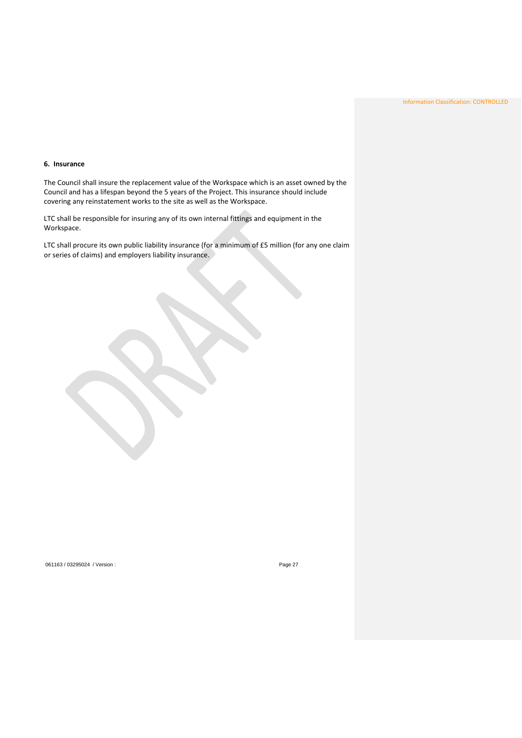## 6. Insurance

The Council shall insure the replacement value of the Workspace which is an asset owned by the Council and has a lifespan beyond the 5 years of the Project. This insurance should include covering any reinstatement works to the site as well as the Workspace.

LTC shall be responsible for insuring any of its own internal fittings and equipment in the Workspace.

LTC shall procure its own public liability insurance (for a minimum of £5 million (for any one claim or series of claims) and employers liability insurance.